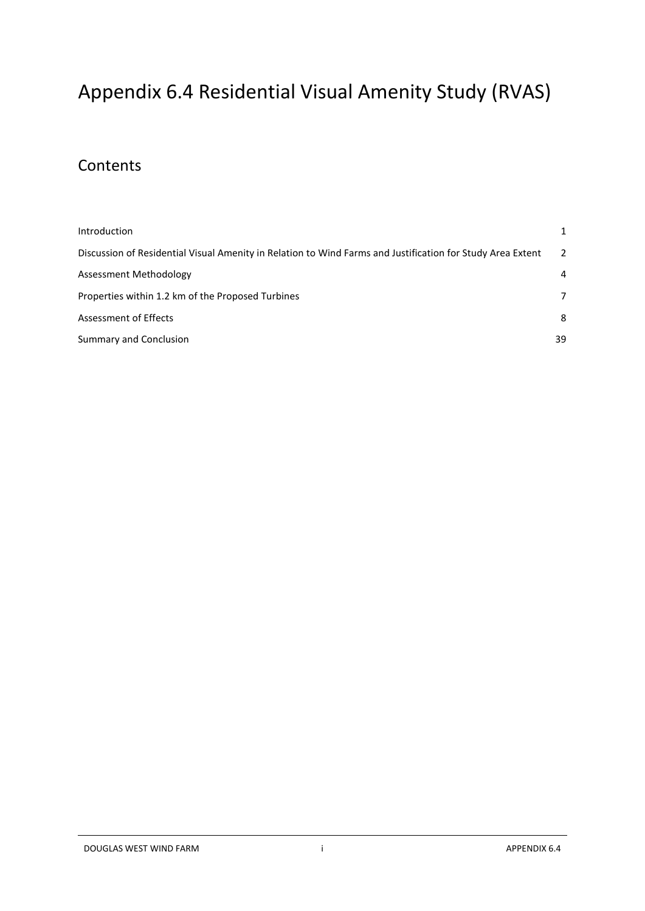# Appendix 6.4 Residential Visual Amenity Study (RVAS)

## Contents

| | |
|---|---|
| Introduction | 1 |
| Discussion of Residential Visual Amenity in Relation to Wind Farms and Justification for Study Area Extent | 2 |
| Assessment Methodology | 4 |
| Properties within 1.2 km of the Proposed Turbines | 7 |
| Assessment of Effects | 8 |
| Summary and Conclusion | 39 |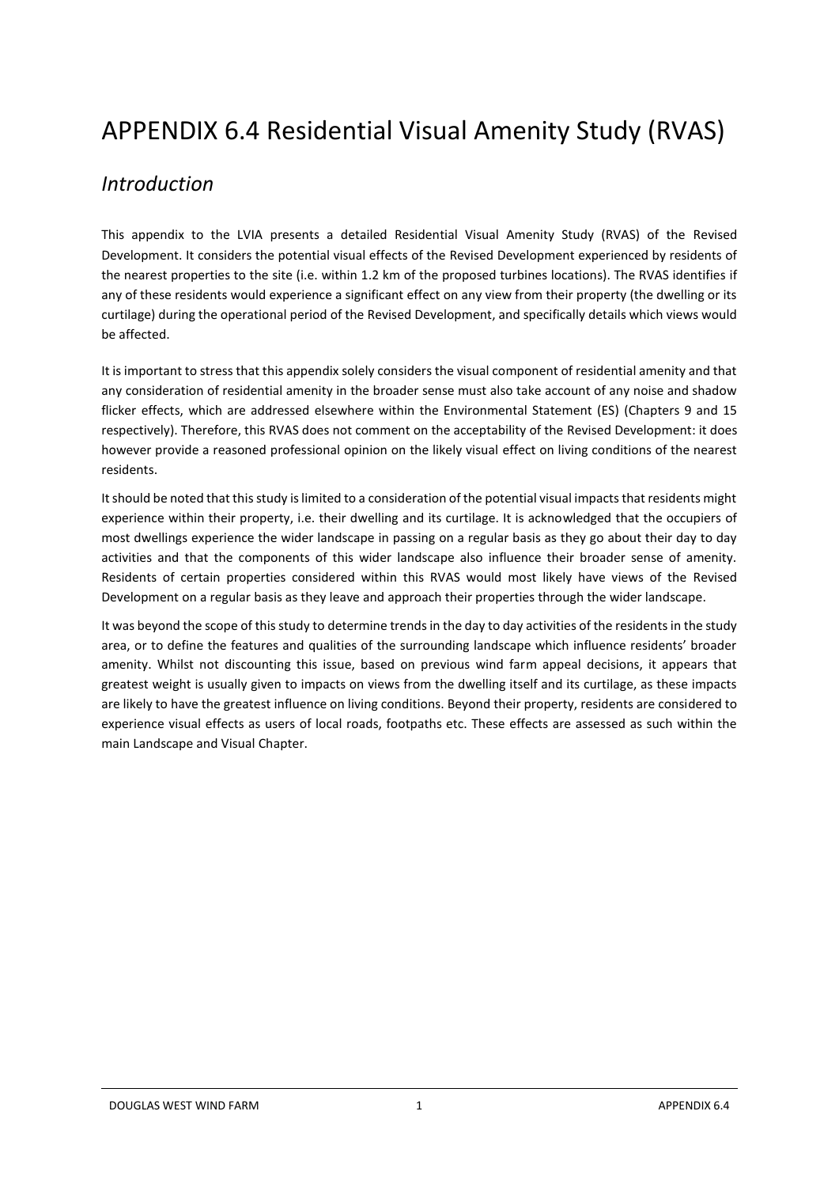# APPENDIX 6.4 Residential Visual Amenity Study (RVAS)

## *Introduction*

This appendix to the LVIA presents a detailed Residential Visual Amenity Study (RVAS) of the Revised Development. It considers the potential visual effects of the Revised Development experienced by residents of the nearest properties to the site (i.e. within 1.2 km of the proposed turbines locations). The RVAS identifies if any of these residents would experience a significant effect on any view from their property (the dwelling or its curtilage) during the operational period of the Revised Development, and specifically details which views would be affected.

It is important to stress that this appendix solely considers the visual component of residential amenity and that any consideration of residential amenity in the broader sense must also take account of any noise and shadow flicker effects, which are addressed elsewhere within the Environmental Statement (ES) (Chapters 9 and 15 respectively). Therefore, this RVAS does not comment on the acceptability of the Revised Development: it does however provide a reasoned professional opinion on the likely visual effect on living conditions of the nearest residents.

It should be noted that this study is limited to a consideration of the potential visual impacts that residents might experience within their property, i.e. their dwelling and its curtilage. It is acknowledged that the occupiers of most dwellings experience the wider landscape in passing on a regular basis as they go about their day to day activities and that the components of this wider landscape also influence their broader sense of amenity. Residents of certain properties considered within this RVAS would most likely have views of the Revised Development on a regular basis as they leave and approach their properties through the wider landscape.

It was beyond the scope of this study to determine trends in the day to day activities of the residents in the study area, or to define the features and qualities of the surrounding landscape which influence residents' broader amenity. Whilst not discounting this issue, based on previous wind farm appeal decisions, it appears that greatest weight is usually given to impacts on views from the dwelling itself and its curtilage, as these impacts are likely to have the greatest influence on living conditions. Beyond their property, residents are considered to experience visual effects as users of local roads, footpaths etc. These effects are assessed as such within the main Landscape and Visual Chapter.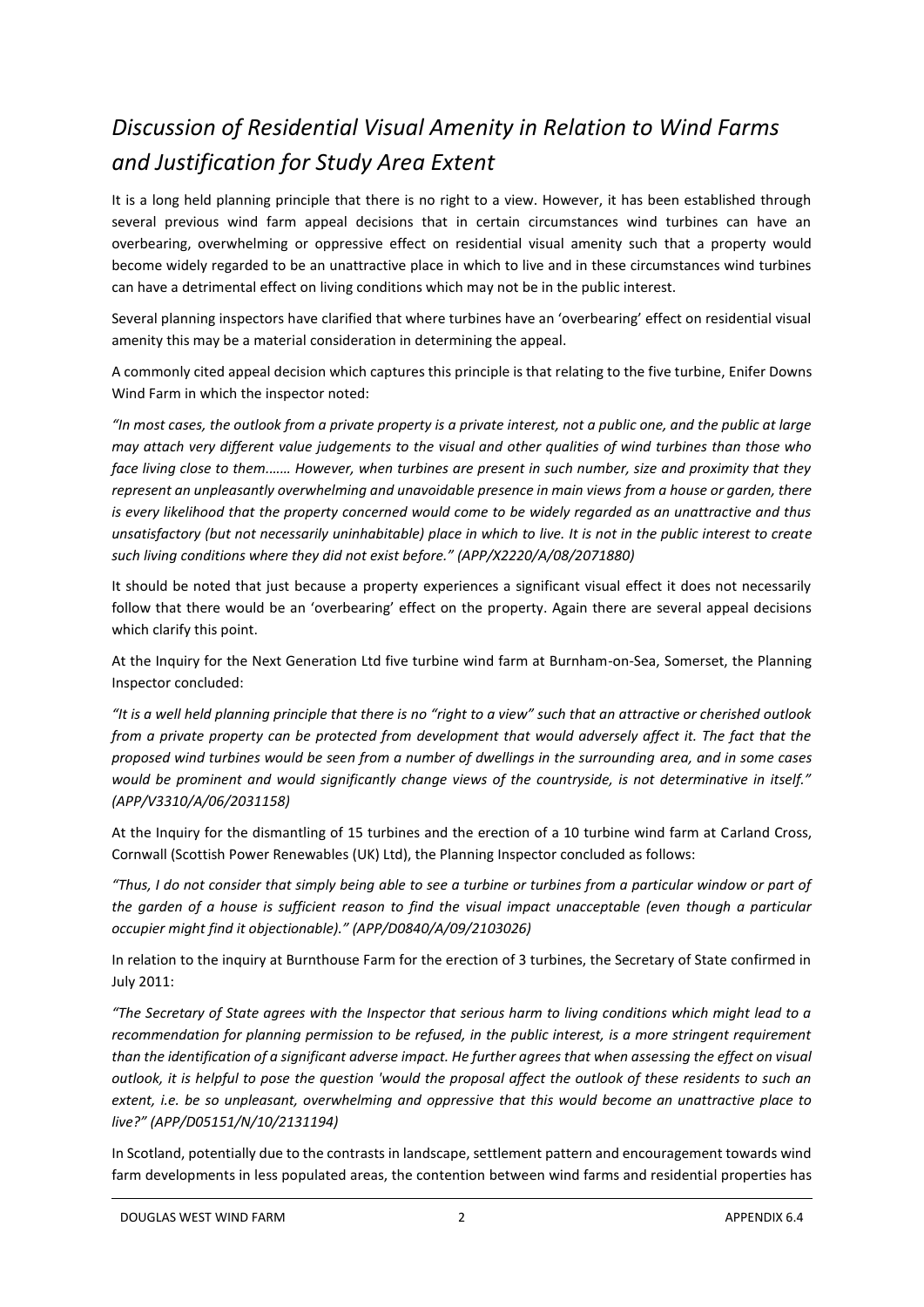## *Discussion of Residential Visual Amenity in Relation to Wind Farms and Justification for Study Area Extent*

It is a long held planning principle that there is no right to a view. However, it has been established through several previous wind farm appeal decisions that in certain circumstances wind turbines can have an overbearing, overwhelming or oppressive effect on residential visual amenity such that a property would become widely regarded to be an unattractive place in which to live and in these circumstances wind turbines can have a detrimental effect on living conditions which may not be in the public interest.

Several planning inspectors have clarified that where turbines have an 'overbearing' effect on residential visual amenity this may be a material consideration in determining the appeal.

A commonly cited appeal decision which captures this principle is that relating to the five turbine, Enifer Downs Wind Farm in which the inspector noted:

*"In most cases, the outlook from a private property is a private interest, not a public one, and the public at large may attach very different value judgements to the visual and other qualities of wind turbines than those who face living close to them……. However, when turbines are present in such number, size and proximity that they represent an unpleasantly overwhelming and unavoidable presence in main views from a house or garden, there is every likelihood that the property concerned would come to be widely regarded as an unattractive and thus unsatisfactory (but not necessarily uninhabitable) place in which to live. It is not in the public interest to create such living conditions where they did not exist before." (APP/X2220/A/08/2071880)*

It should be noted that just because a property experiences a significant visual effect it does not necessarily follow that there would be an 'overbearing' effect on the property. Again there are several appeal decisions which clarify this point.

At the Inquiry for the Next Generation Ltd five turbine wind farm at Burnham-on-Sea, Somerset, the Planning Inspector concluded:

*"It is a well held planning principle that there is no "right to a view" such that an attractive or cherished outlook from a private property can be protected from development that would adversely affect it. The fact that the proposed wind turbines would be seen from a number of dwellings in the surrounding area, and in some cases would be prominent and would significantly change views of the countryside, is not determinative in itself." (APP/V3310/A/06/2031158)*

At the Inquiry for the dismantling of 15 turbines and the erection of a 10 turbine wind farm at Carland Cross, Cornwall (Scottish Power Renewables (UK) Ltd), the Planning Inspector concluded as follows:

*"Thus, I do not consider that simply being able to see a turbine or turbines from a particular window or part of the garden of a house is sufficient reason to find the visual impact unacceptable (even though a particular occupier might find it objectionable)." (APP/D0840/A/09/2103026)*

In relation to the inquiry at Burnthouse Farm for the erection of 3 turbines, the Secretary of State confirmed in July 2011:

*"The Secretary of State agrees with the Inspector that serious harm to living conditions which might lead to a recommendation for planning permission to be refused, in the public interest, is a more stringent requirement than the identification of a significant adverse impact. He further agrees that when assessing the effect on visual outlook, it is helpful to pose the question 'would the proposal affect the outlook of these residents to such an extent, i.e. be so unpleasant, overwhelming and oppressive that this would become an unattractive place to live?" (APP/D05151/N/10/2131194)*

In Scotland, potentially due to the contrasts in landscape, settlement pattern and encouragement towards wind farm developments in less populated areas, the contention between wind farms and residential properties has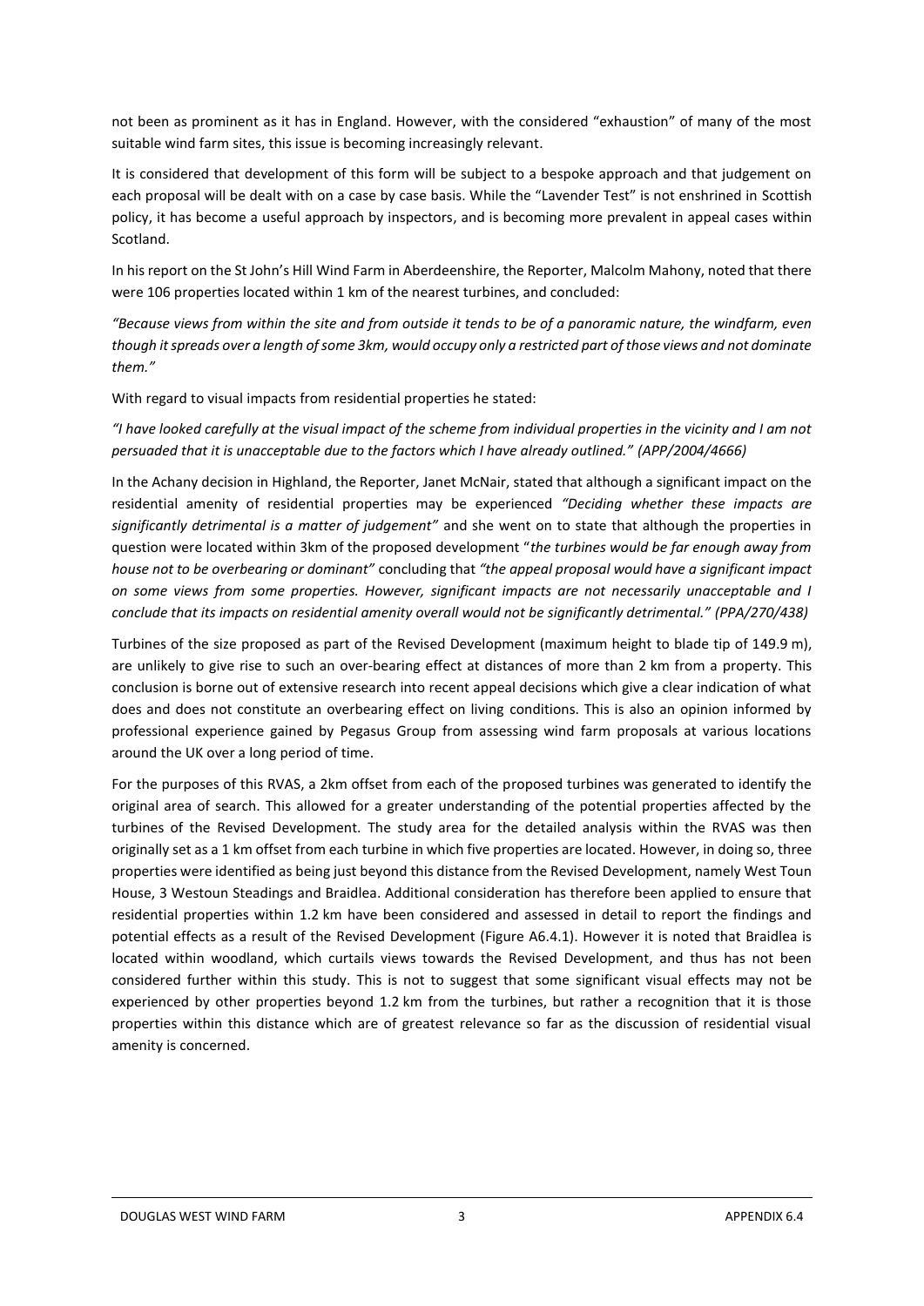not been as prominent as it has in England. However, with the considered "exhaustion" of many of the most suitable wind farm sites, this issue is becoming increasingly relevant.

It is considered that development of this form will be subject to a bespoke approach and that judgement on each proposal will be dealt with on a case by case basis. While the "Lavender Test" is not enshrined in Scottish policy, it has become a useful approach by inspectors, and is becoming more prevalent in appeal cases within Scotland.

In his report on the St John's Hill Wind Farm in Aberdeenshire, the Reporter, Malcolm Mahony, noted that there were 106 properties located within 1 km of the nearest turbines, and concluded:

*"Because views from within the site and from outside it tends to be of a panoramic nature, the windfarm, even though it spreads over a length of some 3km, would occupy only a restricted part of those views and not dominate them."*

With regard to visual impacts from residential properties he stated:

*"I have looked carefully at the visual impact of the scheme from individual properties in the vicinity and I am not persuaded that it is unacceptable due to the factors which I have already outlined." (APP/2004/4666)*

In the Achany decision in Highland, the Reporter, Janet McNair, stated that although a significant impact on the residential amenity of residential properties may be experienced *"Deciding whether these impacts are significantly detrimental is a matter of judgement"* and she went on to state that although the properties in question were located within 3km of the proposed development "*the turbines would be far enough away from house not to be overbearing or dominant"* concluding that *"the appeal proposal would have a significant impact on some views from some properties. However, significant impacts are not necessarily unacceptable and I conclude that its impacts on residential amenity overall would not be significantly detrimental." (PPA/270/438)*

Turbines of the size proposed as part of the Revised Development (maximum height to blade tip of 149.9 m), are unlikely to give rise to such an over-bearing effect at distances of more than 2 km from a property. This conclusion is borne out of extensive research into recent appeal decisions which give a clear indication of what does and does not constitute an overbearing effect on living conditions. This is also an opinion informed by professional experience gained by Pegasus Group from assessing wind farm proposals at various locations around the UK over a long period of time.

For the purposes of this RVAS, a 2km offset from each of the proposed turbines was generated to identify the original area of search. This allowed for a greater understanding of the potential properties affected by the turbines of the Revised Development. The study area for the detailed analysis within the RVAS was then originally set as a 1 km offset from each turbine in which five properties are located. However, in doing so, three properties were identified as being just beyond this distance from the Revised Development, namely West Toun House, 3 Westoun Steadings and Braidlea. Additional consideration has therefore been applied to ensure that residential properties within 1.2 km have been considered and assessed in detail to report the findings and potential effects as a result of the Revised Development (Figure A6.4.1). However it is noted that Braidlea is located within woodland, which curtails views towards the Revised Development, and thus has not been considered further within this study. This is not to suggest that some significant visual effects may not be experienced by other properties beyond 1.2 km from the turbines, but rather a recognition that it is those properties within this distance which are of greatest relevance so far as the discussion of residential visual amenity is concerned.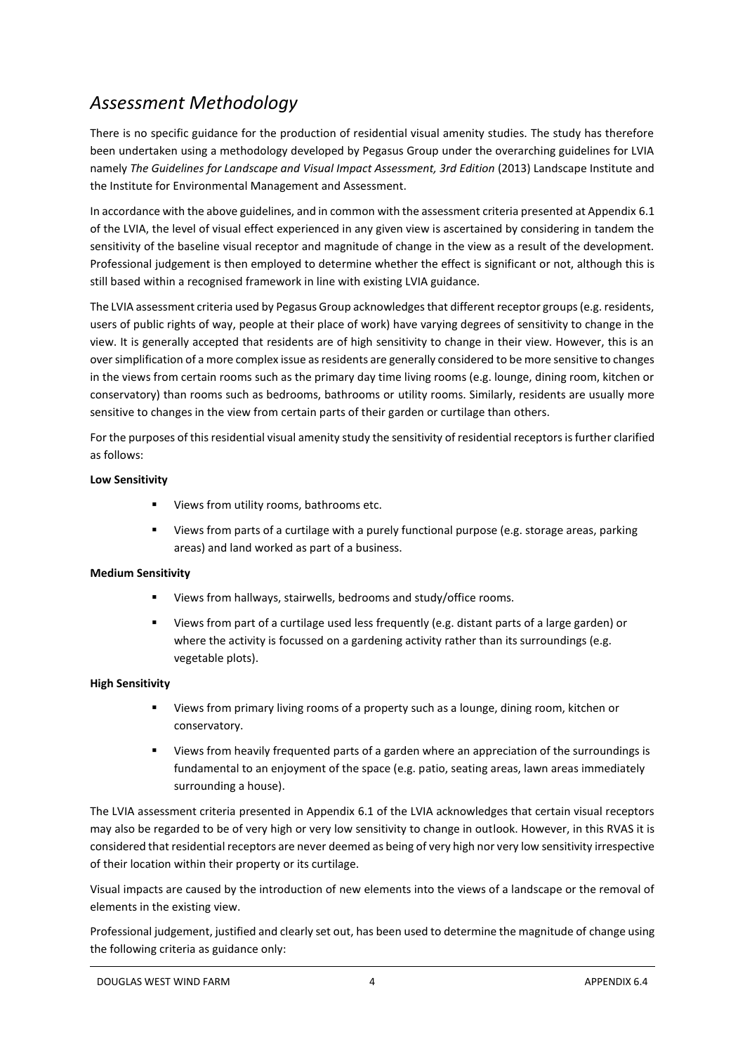## *Assessment Methodology*

There is no specific guidance for the production of residential visual amenity studies. The study has therefore been undertaken using a methodology developed by Pegasus Group under the overarching guidelines for LVIA namely *The Guidelines for Landscape and Visual Impact Assessment, 3rd Edition* (2013) Landscape Institute and the Institute for Environmental Management and Assessment.

In accordance with the above guidelines, and in common with the assessment criteria presented at Appendix 6.1 of the LVIA, the level of visual effect experienced in any given view is ascertained by considering in tandem the sensitivity of the baseline visual receptor and magnitude of change in the view as a result of the development. Professional judgement is then employed to determine whether the effect is significant or not, although this is still based within a recognised framework in line with existing LVIA guidance.

The LVIA assessment criteria used by Pegasus Group acknowledges that different receptor groups (e.g. residents, users of public rights of way, people at their place of work) have varying degrees of sensitivity to change in the view. It is generally accepted that residents are of high sensitivity to change in their view. However, this is an over simplification of a more complex issue as residents are generally considered to be more sensitive to changes in the views from certain rooms such as the primary day time living rooms (e.g. lounge, dining room, kitchen or conservatory) than rooms such as bedrooms, bathrooms or utility rooms. Similarly, residents are usually more sensitive to changes in the view from certain parts of their garden or curtilage than others.

For the purposes of this residential visual amenity study the sensitivity of residential receptors is further clarified as follows:

**Low Sensitivity**

- Views from utility rooms, bathrooms etc.
- Views from parts of a curtilage with a purely functional purpose (e.g. storage areas, parking areas) and land worked as part of a business.

**Medium Sensitivity**

- Views from hallways, stairwells, bedrooms and study/office rooms.
- Views from part of a curtilage used less frequently (e.g. distant parts of a large garden) or where the activity is focussed on a gardening activity rather than its surroundings (e.g. vegetable plots).

**High Sensitivity**

- Views from primary living rooms of a property such as a lounge, dining room, kitchen or conservatory.
- Views from heavily frequented parts of a garden where an appreciation of the surroundings is fundamental to an enjoyment of the space (e.g. patio, seating areas, lawn areas immediately surrounding a house).

The LVIA assessment criteria presented in Appendix 6.1 of the LVIA acknowledges that certain visual receptors may also be regarded to be of very high or very low sensitivity to change in outlook. However, in this RVAS it is considered that residential receptors are never deemed as being of very high nor very low sensitivity irrespective of their location within their property or its curtilage.

Visual impacts are caused by the introduction of new elements into the views of a landscape or the removal of elements in the existing view.

Professional judgement, justified and clearly set out, has been used to determine the magnitude of change using the following criteria as guidance only: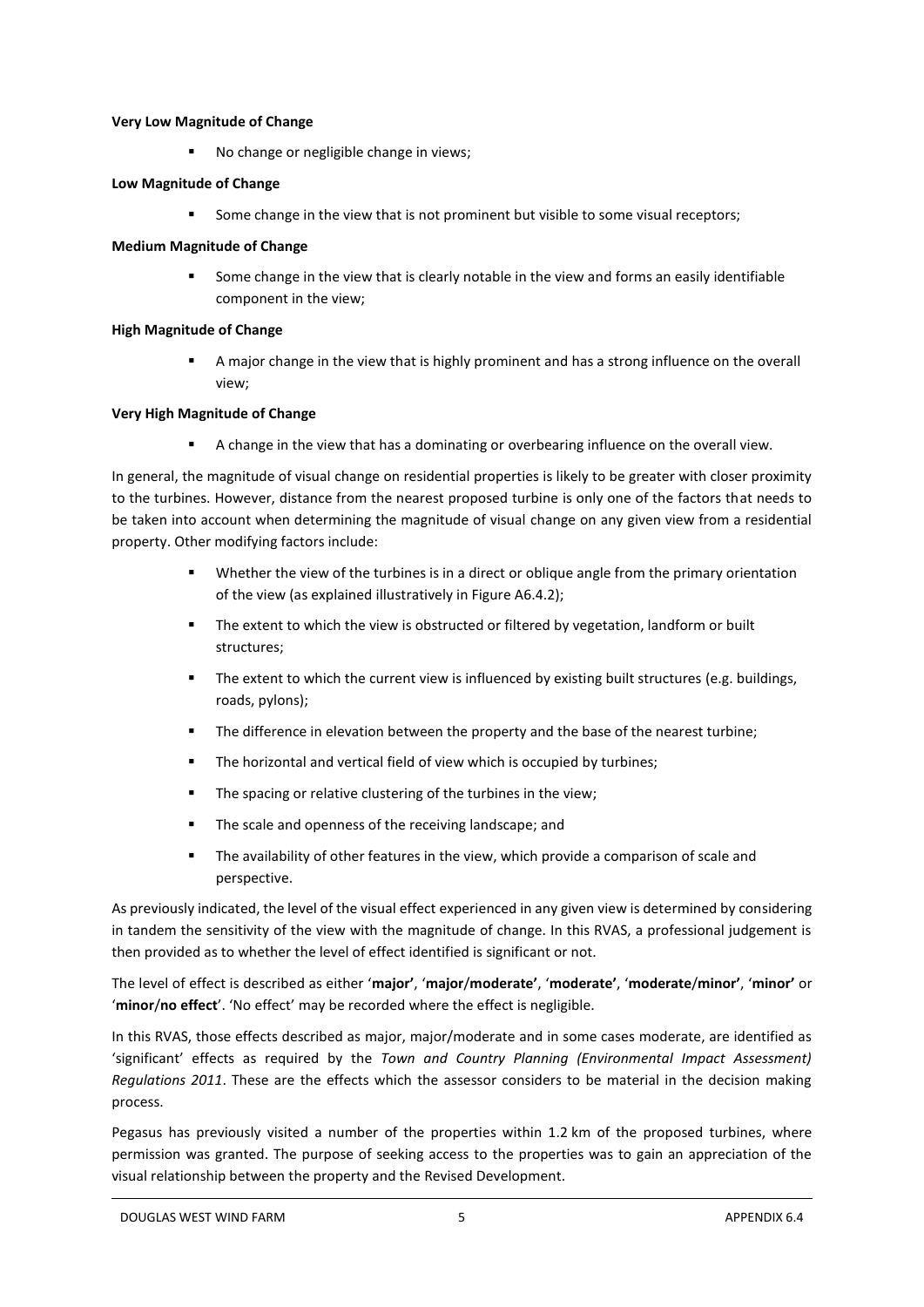**Very Low Magnitude of Change**

- No change or negligible change in views;

**Low Magnitude of Change**

- Some change in the view that is not prominent but visible to some visual receptors;

**Medium Magnitude of Change**

- Some change in the view that is clearly notable in the view and forms an easily identifiable component in the view;

**High Magnitude of Change**

- A major change in the view that is highly prominent and has a strong influence on the overall view;

**Very High Magnitude of Change**

- A change in the view that has a dominating or overbearing influence on the overall view.

In general, the magnitude of visual change on residential properties is likely to be greater with closer proximity to the turbines. However, distance from the nearest proposed turbine is only one of the factors that needs to be taken into account when determining the magnitude of visual change on any given view from a residential property. Other modifying factors include:

- Whether the view of the turbines is in a direct or oblique angle from the primary orientation of the view (as explained illustratively in Figure A6.4.2);
- The extent to which the view is obstructed or filtered by vegetation, landform or built structures;
- The extent to which the current view is influenced by existing built structures (e.g. buildings, roads, pylons);
- The difference in elevation between the property and the base of the nearest turbine;
- The horizontal and vertical field of view which is occupied by turbines;
- The spacing or relative clustering of the turbines in the view;
- The scale and openness of the receiving landscape; and
- The availability of other features in the view, which provide a comparison of scale and perspective.

As previously indicated, the level of the visual effect experienced in any given view is determined by considering in tandem the sensitivity of the view with the magnitude of change. In this RVAS, a professional judgement is then provided as to whether the level of effect identified is significant or not.

The level of effect is described as either '**major**', '**major/moderate'**, '**moderate'**, '**moderate/minor'**, '**minor'** or '**minor/no effect**'. 'No effect' may be recorded where the effect is negligible.

In this RVAS, those effects described as major, major/moderate and in some cases moderate, are identified as 'significant' effects as required by the *Town and Country Planning (Environmental Impact Assessment) Regulations 2011*. These are the effects which the assessor considers to be material in the decision making process.

Pegasus has previously visited a number of the properties within 1.2 km of the proposed turbines, where permission was granted. The purpose of seeking access to the properties was to gain an appreciation of the visual relationship between the property and the Revised Development.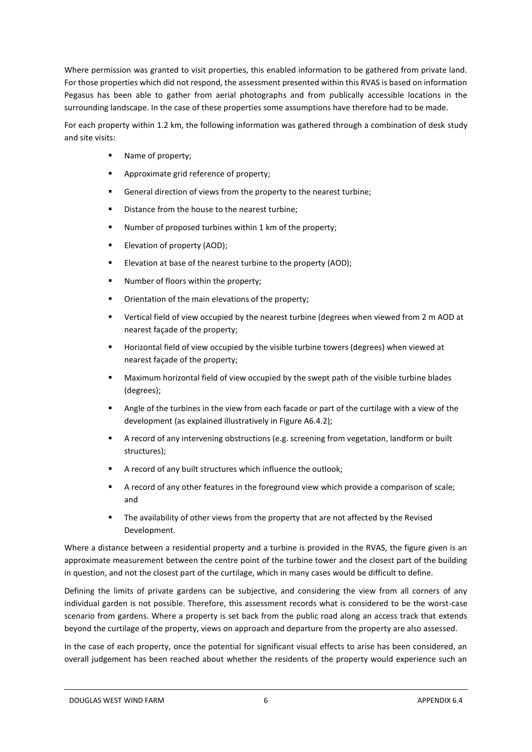Where permission was granted to visit properties, this enabled information to be gathered from private land. For those properties which did not respond, the assessment presented within this RVAS is based on information Pegasus has been able to gather from aerial photographs and from publically accessible locations in the surrounding landscape. In the case of these properties some assumptions have therefore had to be made.

For each property within 1.2 km, the following information was gathered through a combination of desk study and site visits:

- Name of property;
- Approximate grid reference of property;
- General direction of views from the property to the nearest turbine;
- Distance from the house to the nearest turbine;
- Number of proposed turbines within 1 km of the property;
- Elevation of property (AOD);
- Elevation at base of the nearest turbine to the property (AOD);
- Number of floors within the property;
- Orientation of the main elevations of the property;
- Vertical field of view occupied by the nearest turbine (degrees when viewed from 2 m AOD at nearest façade of the property;
- Horizontal field of view occupied by the visible turbine towers (degrees) when viewed at nearest façade of the property;
- Maximum horizontal field of view occupied by the swept path of the visible turbine blades (degrees);
- Angle of the turbines in the view from each facade or part of the curtilage with a view of the development (as explained illustratively in Figure A6.4.2);
- A record of any intervening obstructions (e.g. screening from vegetation, landform or built structures);
- A record of any built structures which influence the outlook;
- A record of any other features in the foreground view which provide a comparison of scale; and
- The availability of other views from the property that are not affected by the Revised Development.

Where a distance between a residential property and a turbine is provided in the RVAS, the figure given is an approximate measurement between the centre point of the turbine tower and the closest part of the building in question, and not the closest part of the curtilage, which in many cases would be difficult to define.

Defining the limits of private gardens can be subjective, and considering the view from all corners of any individual garden is not possible. Therefore, this assessment records what is considered to be the worst-case scenario from gardens. Where a property is set back from the public road along an access track that extends beyond the curtilage of the property, views on approach and departure from the property are also assessed.

In the case of each property, once the potential for significant visual effects to arise has been considered, an overall judgement has been reached about whether the residents of the property would experience such an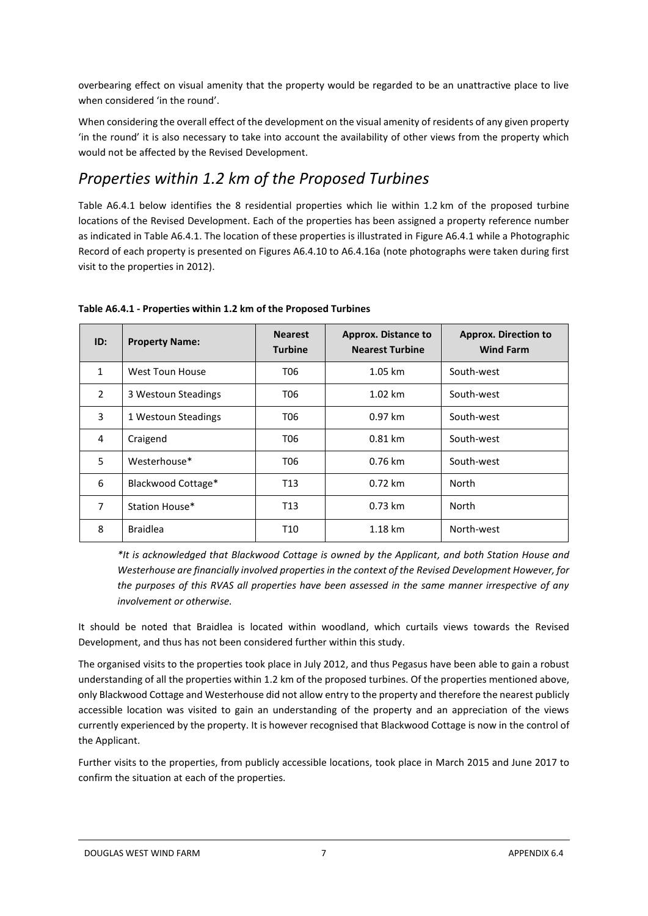overbearing effect on visual amenity that the property would be regarded to be an unattractive place to live when considered 'in the round'.

When considering the overall effect of the development on the visual amenity of residents of any given property 'in the round' it is also necessary to take into account the availability of other views from the property which would not be affected by the Revised Development.

## *Properties within 1.2 km of the Proposed Turbines*

Table A6.4.1 below identifies the 8 residential properties which lie within 1.2 km of the proposed turbine locations of the Revised Development. Each of the properties has been assigned a property reference number as indicated in Table A6.4.1. The location of these properties is illustrated in Figure A6.4.1 while a Photographic Record of each property is presented on Figures A6.4.10 to A6.4.16a (note photographs were taken during first visit to the properties in 2012).

**Table A6.4.1 - Properties within 1.2 km of the Proposed Turbines**

| ID: | Property Name: | Nearest Turbine | Approx. Distance to Nearest Turbine | Approx. Direction to Wind Farm |
|---|---|---|---|---|
| 1 | West Toun House | T06 | 1.05 km | South-west |
| 2 | 3 Westoun Steadings | T06 | 1.02 km | South-west |
| 3 | 1 Westoun Steadings | T06 | 0.97 km | South-west |
| 4 | Craigend | T06 | 0.81 km | South-west |
| 5 | Westerhouse* | T06 | 0.76 km | South-west |
| 6 | Blackwood Cottage* | T13 | 0.72 km | North |
| 7 | Station House* | T13 | 0.73 km | North |
| 8 | Braidlea | T10 | 1.18 km | North-west |

*\*It is acknowledged that Blackwood Cottage is owned by the Applicant, and both Station House and Westerhouse are financially involved properties in the context of the Revised Development However, for the purposes of this RVAS all properties have been assessed in the same manner irrespective of any involvement or otherwise.*

It should be noted that Braidlea is located within woodland, which curtails views towards the Revised Development, and thus has not been considered further within this study.

The organised visits to the properties took place in July 2012, and thus Pegasus have been able to gain a robust understanding of all the properties within 1.2 km of the proposed turbines. Of the properties mentioned above, only Blackwood Cottage and Westerhouse did not allow entry to the property and therefore the nearest publicly accessible location was visited to gain an understanding of the property and an appreciation of the views currently experienced by the property. It is however recognised that Blackwood Cottage is now in the control of the Applicant.

Further visits to the properties, from publicly accessible locations, took place in March 2015 and June 2017 to confirm the situation at each of the properties.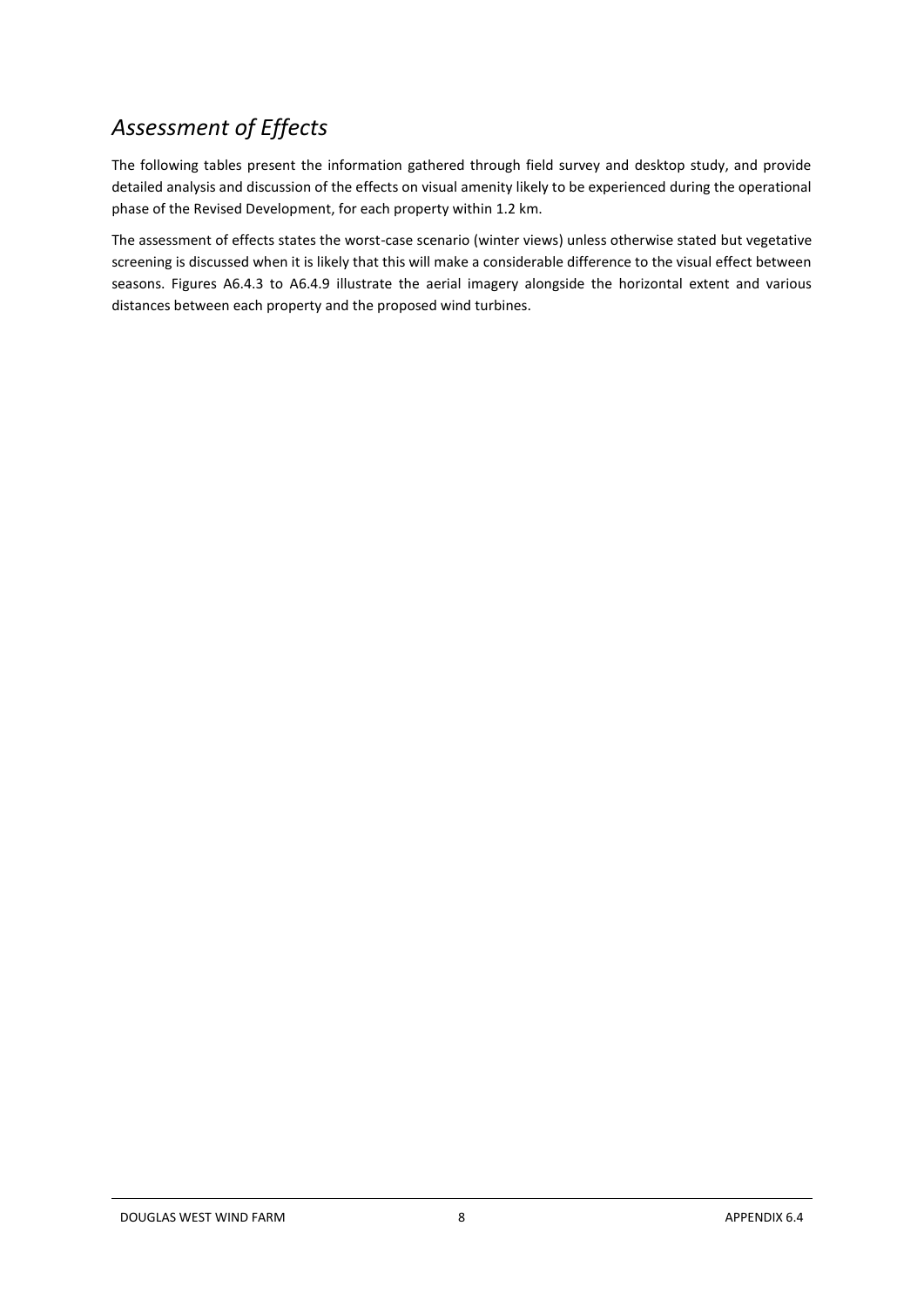## *Assessment of Effects*

The following tables present the information gathered through field survey and desktop study, and provide detailed analysis and discussion of the effects on visual amenity likely to be experienced during the operational phase of the Revised Development, for each property within 1.2 km.

The assessment of effects states the worst-case scenario (winter views) unless otherwise stated but vegetative screening is discussed when it is likely that this will make a considerable difference to the visual effect between seasons. Figures A6.4.3 to A6.4.9 illustrate the aerial imagery alongside the horizontal extent and various distances between each property and the proposed wind turbines.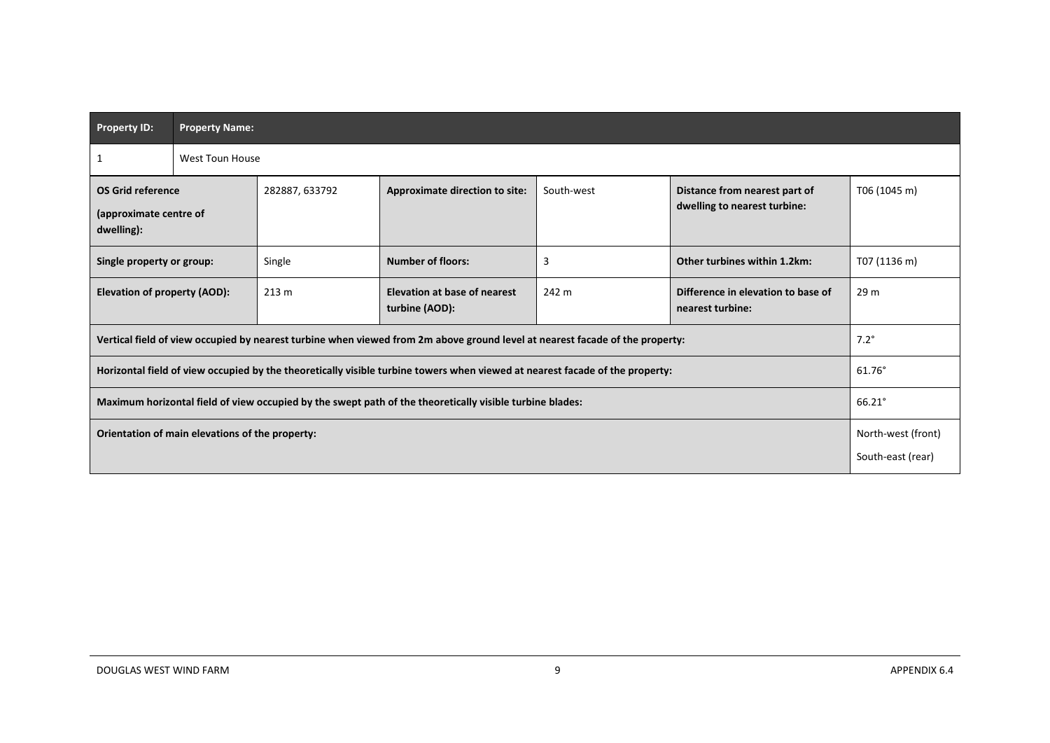| **Property ID:** | **Property Name:** | | | | | |
|---|---|---|---|---|---|---|
| 1 | West Toun House | | | | | |
| **OS Grid reference (approximate centre of dwelling):** | | 282887, 633792 | **Approximate direction to site:** | South-west | **Distance from nearest part of dwelling to nearest turbine:** | T06 (1045 m) |
| **Single property or group:** | | Single | **Number of floors:** | 3 | **Other turbines within 1.2km:** | T07 (1136 m) |
| **Elevation of property (AOD):** | | 213 m | **Elevation at base of nearest turbine (AOD):** | 242 m | **Difference in elevation to base of nearest turbine:** | 29 m |
| **Vertical field of view occupied by nearest turbine when viewed from 2m above ground level at nearest facade of the property:** | | | | | | 7.2° |
| **Horizontal field of view occupied by the theoretically visible turbine towers when viewed at nearest facade of the property:** | | | | | | 61.76° |
| **Maximum horizontal field of view occupied by the swept path of the theoretically visible turbine blades:** | | | | | | 66.21° |
| **Orientation of main elevations of the property:** | | | | | | North-west (front) South-east (rear) |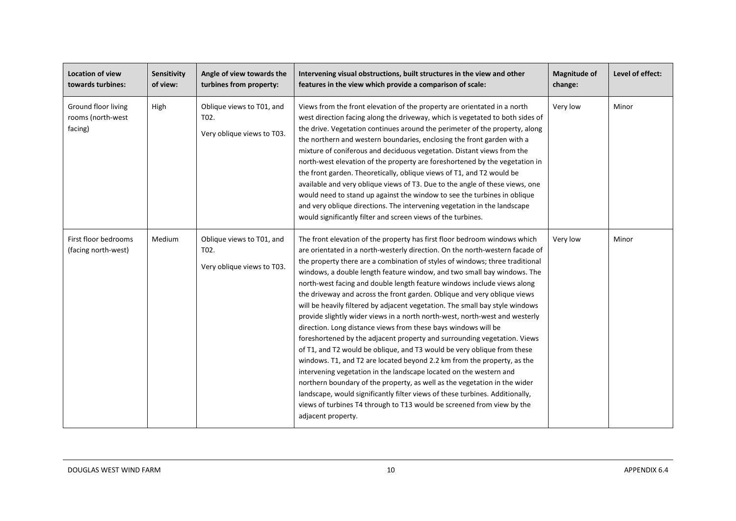| Location of view towards turbines: | Sensitivity of view: | Angle of view towards the turbines from property: | Intervening visual obstructions, built structures in the view and other features in the view which provide a comparison of scale: | Magnitude of change: | Level of effect: |
|---|---|---|---|---|---|
| Ground floor living rooms (north-west facing) | High | Oblique views to T01, and T02.<br><br>Very oblique views to T03. | Views from the front elevation of the property are orientated in a north west direction facing along the driveway, which is vegetated to both sides of the drive. Vegetation continues around the perimeter of the property, along the northern and western boundaries, enclosing the front garden with a mixture of coniferous and deciduous vegetation. Distant views from the north-west elevation of the property are foreshortened by the vegetation in the front garden. Theoretically, oblique views of T1, and T2 would be available and very oblique views of T3. Due to the angle of these views, one would need to stand up against the window to see the turbines in oblique and very oblique directions. The intervening vegetation in the landscape would significantly filter and screen views of the turbines. | Very low | Minor |
| First floor bedrooms (facing north-west) | Medium | Oblique views to T01, and T02.<br><br>Very oblique views to T03. | The front elevation of the property has first floor bedroom windows which are orientated in a north-westerly direction. On the north-western facade of the property there are a combination of styles of windows; three traditional windows, a double length feature window, and two small bay windows. The north-west facing and double length feature windows include views along the driveway and across the front garden. Oblique and very oblique views will be heavily filtered by adjacent vegetation. The small bay style windows provide slightly wider views in a north north-west, north-west and westerly direction. Long distance views from these bays windows will be foreshortened by the adjacent property and surrounding vegetation. Views of T1, and T2 would be oblique, and T3 would be very oblique from these windows. T1, and T2 are located beyond 2.2 km from the property, as the intervening vegetation in the landscape located on the western and northern boundary of the property, as well as the vegetation in the wider landscape, would significantly filter views of these turbines. Additionally, views of turbines T4 through to T13 would be screened from view by the adjacent property. | Very low | Minor |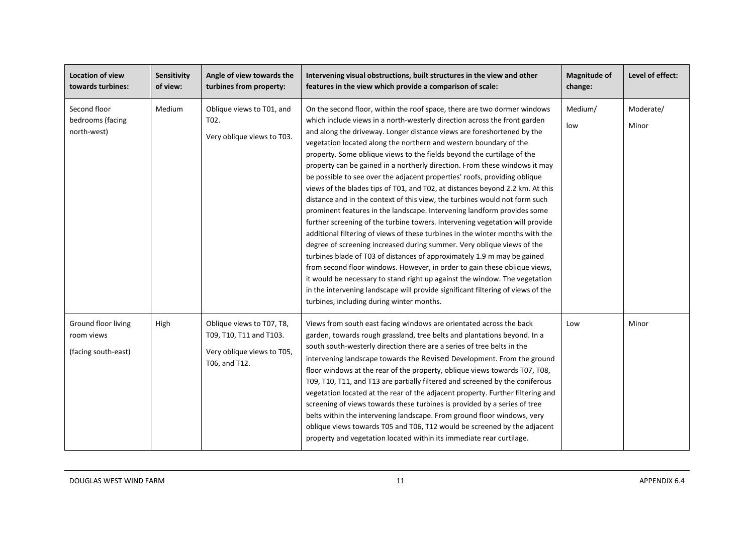| Location of view towards turbines: | Sensitivity of view: | Angle of view towards the turbines from property: | Intervening visual obstructions, built structures in the view and other features in the view which provide a comparison of scale: | Magnitude of change: | Level of effect: |
|---|---|---|---|---|---|
| Second floor bedrooms (facing north-west) | Medium | Oblique views to T01, and T02. Very oblique views to T03. | On the second floor, within the roof space, there are two dormer windows which include views in a north-westerly direction across the front garden and along the driveway. Longer distance views are foreshortened by the vegetation located along the northern and western boundary of the property. Some oblique views to the fields beyond the curtilage of the property can be gained in a northerly direction. From these windows it may be possible to see over the adjacent properties' roofs, providing oblique views of the blades tips of T01, and T02, at distances beyond 2.2 km. At this distance and in the context of this view, the turbines would not form such prominent features in the landscape. Intervening landform provides some further screening of the turbine towers. Intervening vegetation will provide additional filtering of views of these turbines in the winter months with the degree of screening increased during summer. Very oblique views of the turbines blade of T03 of distances of approximately 1.9 m may be gained from second floor windows. However, in order to gain these oblique views, it would be necessary to stand right up against the window. The vegetation in the intervening landscape will provide significant filtering of views of the turbines, including during winter months. | Medium/ low | Moderate/ Minor |
| Ground floor living room views (facing south-east) | High | Oblique views to T07, T8, T09, T10, T11 and T103. Very oblique views to T05, T06, and T12. | Views from south east facing windows are orientated across the back garden, towards rough grassland, tree belts and plantations beyond. In a south south-westerly direction there are a series of tree belts in the intervening landscape towards the Revised Development. From the ground floor windows at the rear of the property, oblique views towards T07, T08, T09, T10, T11, and T13 are partially filtered and screened by the coniferous vegetation located at the rear of the adjacent property. Further filtering and screening of views towards these turbines is provided by a series of tree belts within the intervening landscape. From ground floor windows, very oblique views towards T05 and T06, T12 would be screened by the adjacent property and vegetation located within its immediate rear curtilage. | Low | Minor |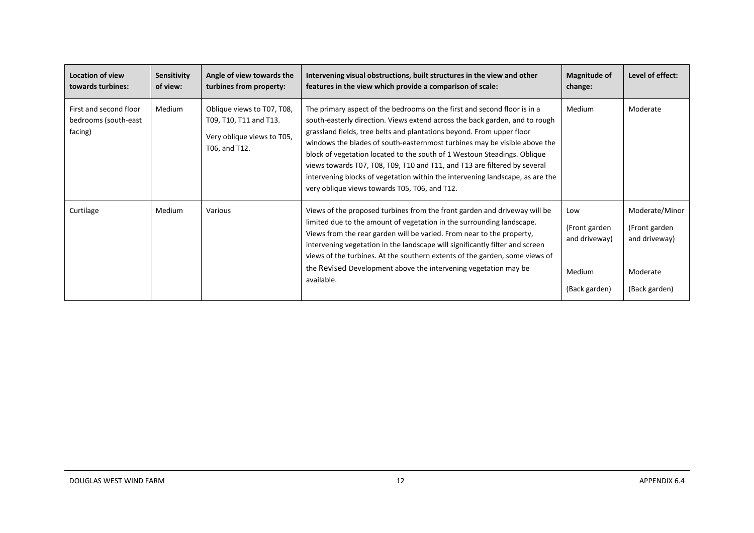| Location of view towards turbines: | Sensitivity of view: | Angle of view towards the turbines from property: | Intervening visual obstructions, built structures in the view and other features in the view which provide a comparison of scale: | Magnitude of change: | Level of effect: |
|---|---|---|---|---|---|
| First and second floor bedrooms (south-east facing) | Medium | Oblique views to T07, T08, T09, T10, T11 and T13.<br><br>Very oblique views to T05, T06, and T12. | The primary aspect of the bedrooms on the first and second floor is in a south-easterly direction. Views extend across the back garden, and to rough grassland fields, tree belts and plantations beyond. From upper floor windows the blades of south-easternmost turbines may be visible above the block of vegetation located to the south of 1 Westoun Steadings. Oblique views towards T07, T08, T09, T10 and T11, and T13 are filtered by several intervening blocks of vegetation within the intervening landscape, as are the very oblique views towards T05, T06, and T12. | Medium | Moderate |
| Curtilage | Medium | Various | Views of the proposed turbines from the front garden and driveway will be limited due to the amount of vegetation in the surrounding landscape. Views from the rear garden will be varied. From near to the property, intervening vegetation in the landscape will significantly filter and screen views of the turbines. At the southern extents of the garden, some views of the Revised Development above the intervening vegetation may be available. | Low (Front garden and driveway)<br><br>Medium (Back garden) | Moderate/Minor (Front garden and driveway)<br><br>Moderate (Back garden) |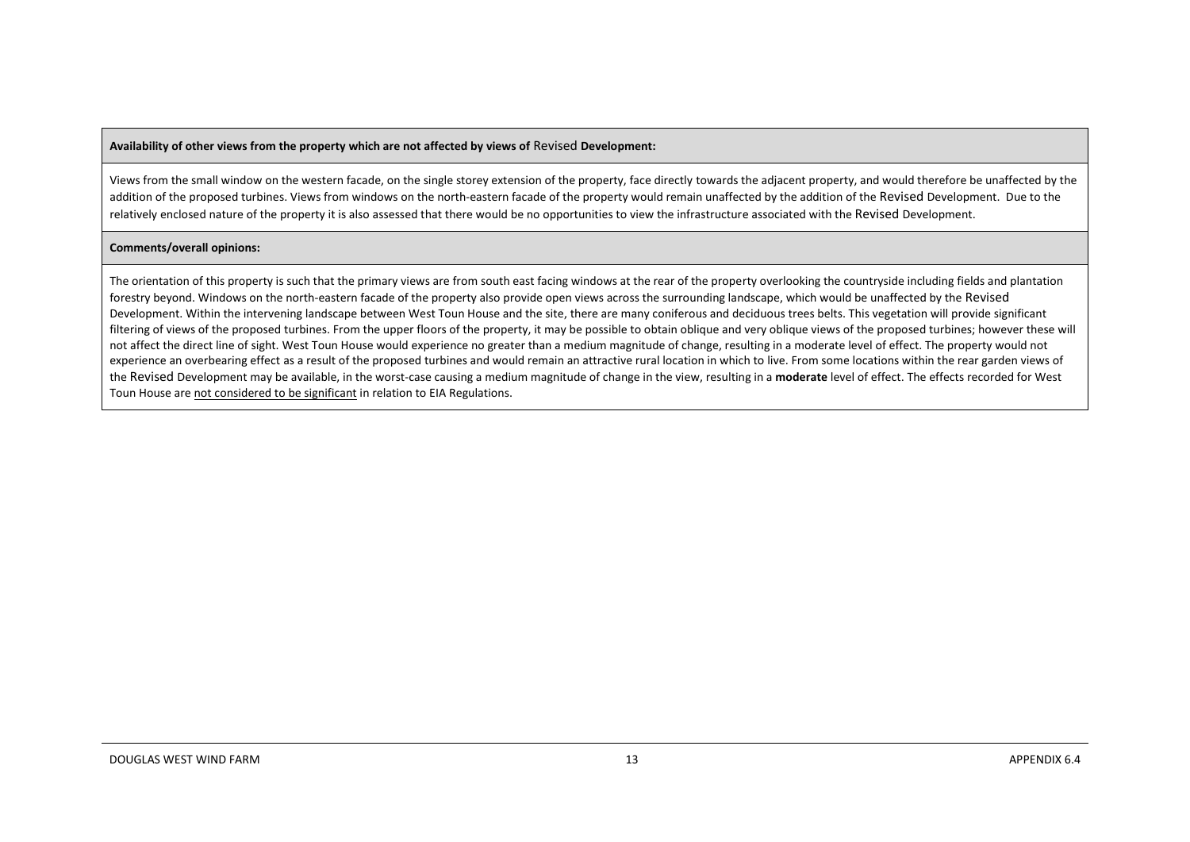| **Availability of other views from the property which are not affected by views of Revised Development:** |
| --- |
| Views from the small window on the western facade, on the single storey extension of the property, face directly towards the adjacent property, and would therefore be unaffected by the addition of the proposed turbines. Views from windows on the north-eastern facade of the property would remain unaffected by the addition of the Revised Development. Due to the relatively enclosed nature of the property it is also assessed that there would be no opportunities to view the infrastructure associated with the Revised Development. |
| **Comments/overall opinions:** |
| The orientation of this property is such that the primary views are from south east facing windows at the rear of the property overlooking the countryside including fields and plantation forestry beyond. Windows on the north-eastern facade of the property also provide open views across the surrounding landscape, which would be unaffected by the Revised Development. Within the intervening landscape between West Toun House and the site, there are many coniferous and deciduous trees belts. This vegetation will provide significant filtering of views of the proposed turbines. From the upper floors of the property, it may be possible to obtain oblique and very oblique views of the proposed turbines; however these will not affect the direct line of sight. West Toun House would experience no greater than a medium magnitude of change, resulting in a moderate level of effect. The property would not experience an overbearing effect as a result of the proposed turbines and would remain an attractive rural location in which to live. From some locations within the rear garden views of the Revised Development may be available, in the worst-case causing a medium magnitude of change in the view, resulting in a **moderate** level of effect. The effects recorded for West Toun House are not considered to be significant in relation to EIA Regulations. |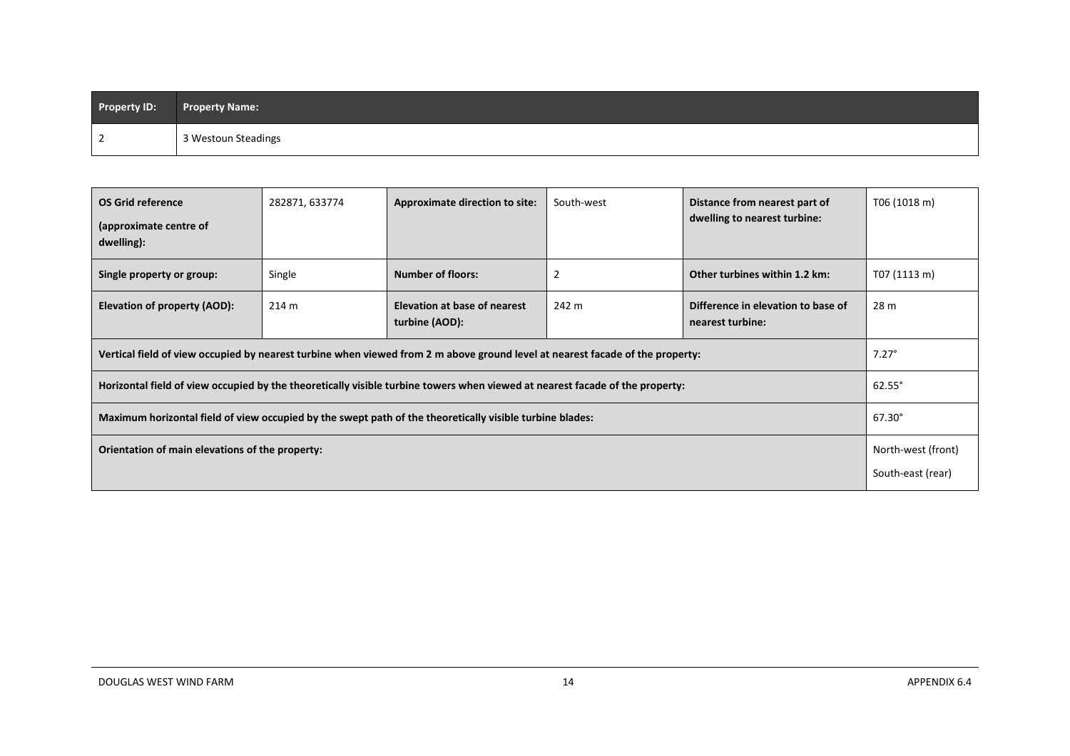| Property ID: | Property Name: |
|---|---|
| 2 | 3 Westoun Steadings |

| | | | | | |
|---|---|---|---|---|---|
| **OS Grid reference (approximate centre of dwelling):** | 282871, 633774 | **Approximate direction to site:** | South-west | **Distance from nearest part of dwelling to nearest turbine:** | T06 (1018 m) |
| **Single property or group:** | Single | **Number of floors:** | 2 | **Other turbines within 1.2 km:** | T07 (1113 m) |
| **Elevation of property (AOD):** | 214 m | **Elevation at base of nearest turbine (AOD):** | 242 m | **Difference in elevation to base of nearest turbine:** | 28 m |
| **Vertical field of view occupied by nearest turbine when viewed from 2 m above ground level at nearest facade of the property:** | | | | | 7.27° |
| **Horizontal field of view occupied by the theoretically visible turbine towers when viewed at nearest facade of the property:** | | | | | 62.55° |
| **Maximum horizontal field of view occupied by the swept path of the theoretically visible turbine blades:** | | | | | 67.30° |
| **Orientation of main elevations of the property:** | | | | | North-west (front) South-east (rear) |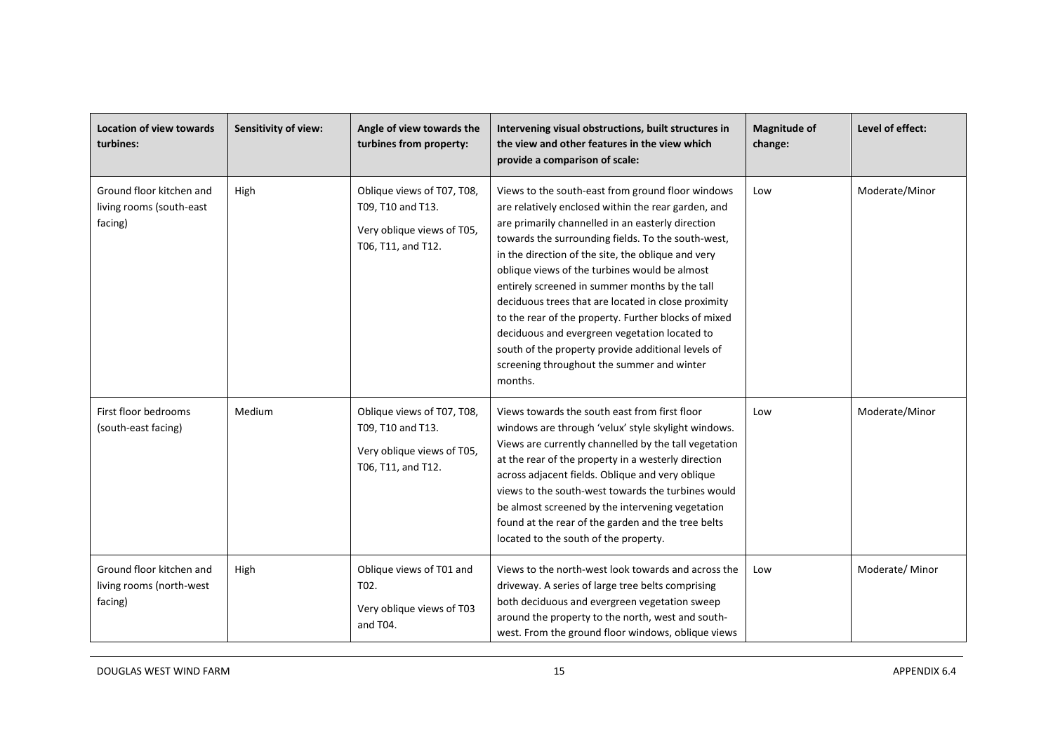| Location of view towards turbines: | Sensitivity of view: | Angle of view towards the turbines from property: | Intervening visual obstructions, built structures in the view and other features in the view which provide a comparison of scale: | Magnitude of change: | Level of effect: |
|---|---|---|---|---|---|
| Ground floor kitchen and living rooms (south-east facing) | High | Oblique views of T07, T08, T09, T10 and T13.<br><br>Very oblique views of T05, T06, T11, and T12. | Views to the south-east from ground floor windows are relatively enclosed within the rear garden, and are primarily channelled in an easterly direction towards the surrounding fields. To the south-west, in the direction of the site, the oblique and very oblique views of the turbines would be almost entirely screened in summer months by the tall deciduous trees that are located in close proximity to the rear of the property. Further blocks of mixed deciduous and evergreen vegetation located to south of the property provide additional levels of screening throughout the summer and winter months. | Low | Moderate/Minor |
| First floor bedrooms (south-east facing) | Medium | Oblique views of T07, T08, T09, T10 and T13.<br><br>Very oblique views of T05, T06, T11, and T12. | Views towards the south east from first floor windows are through 'velux' style skylight windows. Views are currently channelled by the tall vegetation at the rear of the property in a westerly direction across adjacent fields. Oblique and very oblique views to the south-west towards the turbines would be almost screened by the intervening vegetation found at the rear of the garden and the tree belts located to the south of the property. | Low | Moderate/Minor |
| Ground floor kitchen and living rooms (north-west facing) | High | Oblique views of T01 and T02.<br><br>Very oblique views of T03 and T04. | Views to the north-west look towards and across the driveway. A series of large tree belts comprising both deciduous and evergreen vegetation sweep around the property to the north, west and south-west. From the ground floor windows, oblique views | Low | Moderate/ Minor |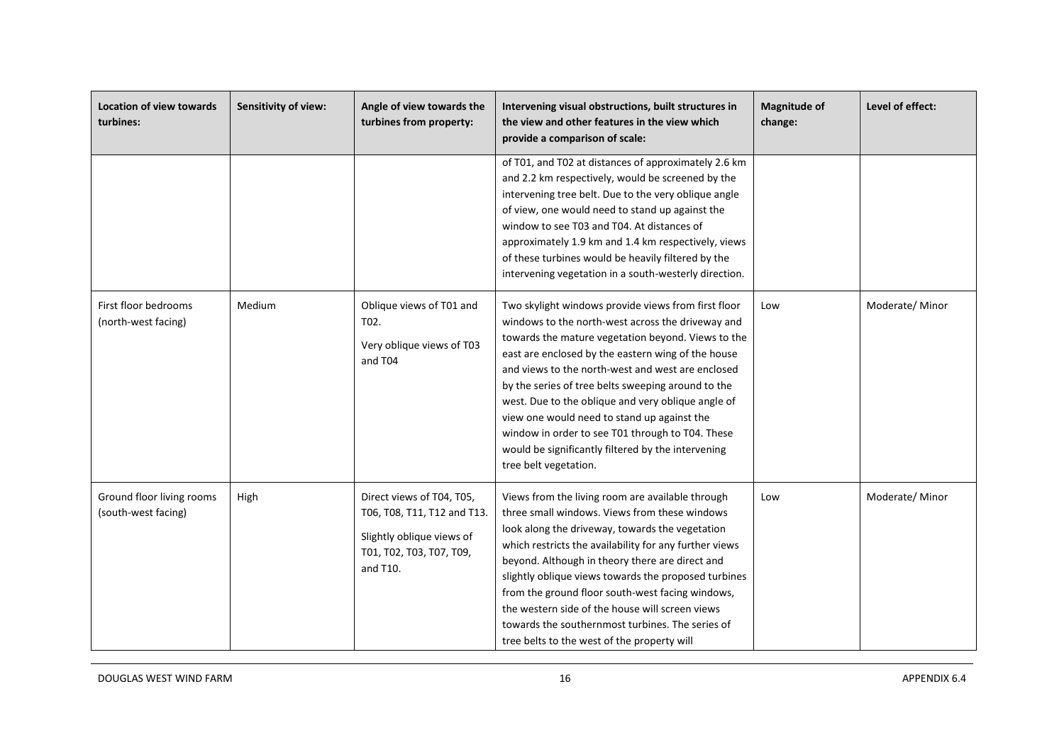| Location of view towards turbines: | Sensitivity of view: | Angle of view towards the turbines from property: | Intervening visual obstructions, built structures in the view and other features in the view which provide a comparison of scale: | Magnitude of change: | Level of effect: |
|---|---|---|---|---|---|
| | | | of T01, and T02 at distances of approximately 2.6 km and 2.2 km respectively, would be screened by the intervening tree belt. Due to the very oblique angle of view, one would need to stand up against the window to see T03 and T04. At distances of approximately 1.9 km and 1.4 km respectively, views of these turbines would be heavily filtered by the intervening vegetation in a south-westerly direction. | | |
| First floor bedrooms (north-west facing) | Medium | Oblique views of T01 and T02. Very oblique views of T03 and T04 | Two skylight windows provide views from first floor windows to the north-west across the driveway and towards the mature vegetation beyond. Views to the east are enclosed by the eastern wing of the house and views to the north-west and west are enclosed by the series of tree belts sweeping around to the west. Due to the oblique and very oblique angle of view one would need to stand up against the window in order to see T01 through to T04. These would be significantly filtered by the intervening tree belt vegetation. | Low | Moderate/ Minor |
| Ground floor living rooms (south-west facing) | High | Direct views of T04, T05, T06, T08, T11, T12 and T13. Slightly oblique views of T01, T02, T03, T07, T09, and T10. | Views from the living room are available through three small windows. Views from these windows look along the driveway, towards the vegetation which restricts the availability for any further views beyond. Although in theory there are direct and slightly oblique views towards the proposed turbines from the ground floor south-west facing windows, the western side of the house will screen views towards the southernmost turbines. The series of tree belts to the west of the property will | Low | Moderate/ Minor |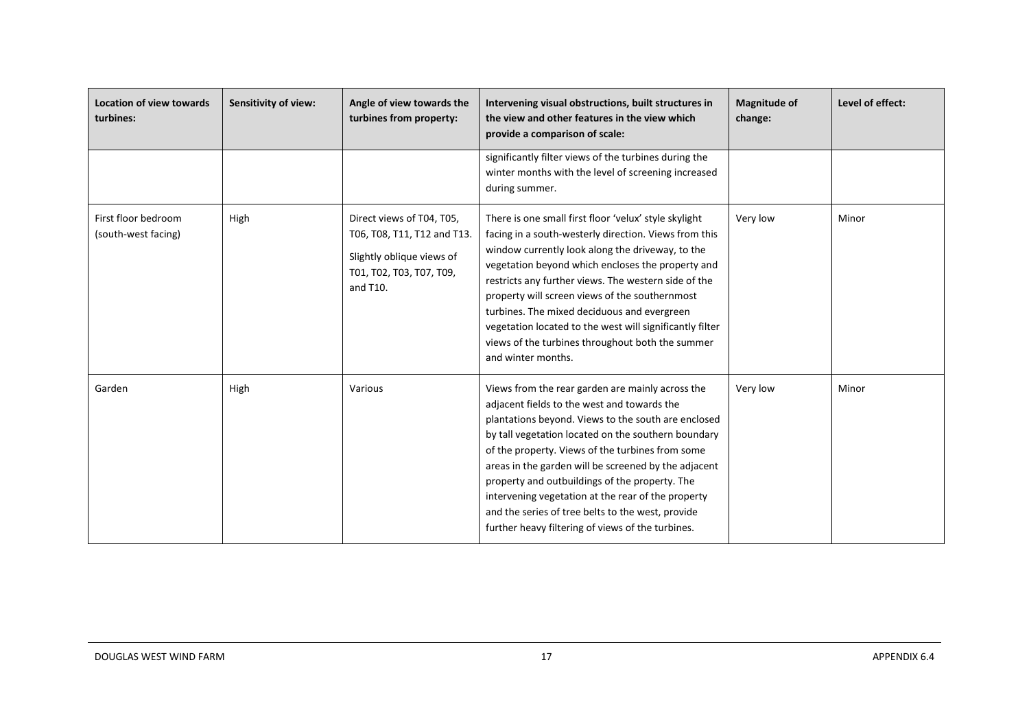| Location of view towards turbines: | Sensitivity of view: | Angle of view towards the turbines from property: | Intervening visual obstructions, built structures in the view and other features in the view which provide a comparison of scale: | Magnitude of change: | Level of effect: |
|---|---|---|---|---|---|
| | | | significantly filter views of the turbines during the winter months with the level of screening increased during summer. | | |
| First floor bedroom (south-west facing) | High | Direct views of T04, T05, T06, T08, T11, T12 and T13. Slightly oblique views of T01, T02, T03, T07, T09, and T10. | There is one small first floor 'velux' style skylight facing in a south-westerly direction. Views from this window currently look along the driveway, to the vegetation beyond which encloses the property and restricts any further views. The western side of the property will screen views of the southernmost turbines. The mixed deciduous and evergreen vegetation located to the west will significantly filter views of the turbines throughout both the summer and winter months. | Very low | Minor |
| Garden | High | Various | Views from the rear garden are mainly across the adjacent fields to the west and towards the plantations beyond. Views to the south are enclosed by tall vegetation located on the southern boundary of the property. Views of the turbines from some areas in the garden will be screened by the adjacent property and outbuildings of the property. The intervening vegetation at the rear of the property and the series of tree belts to the west, provide further heavy filtering of views of the turbines. | Very low | Minor |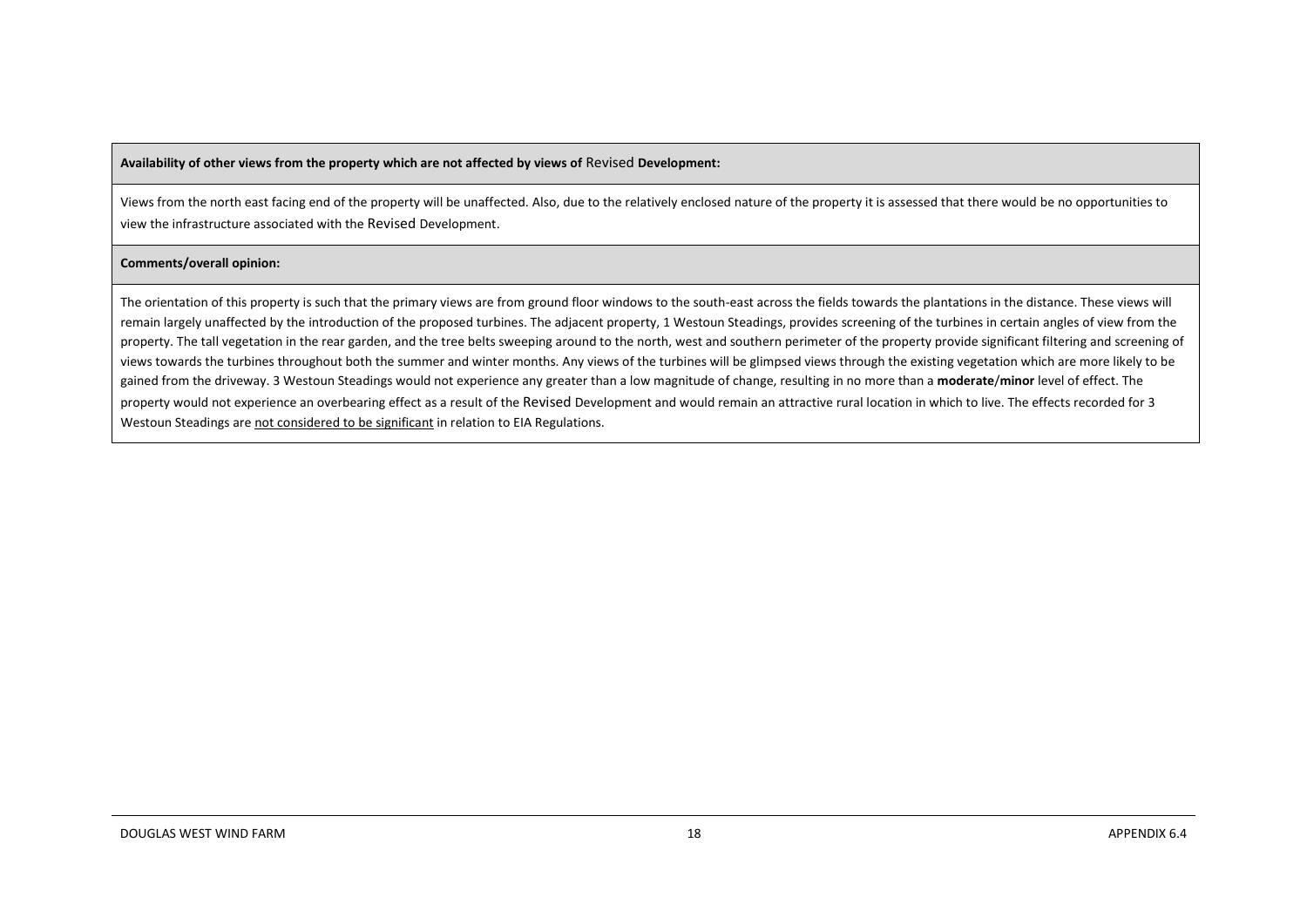| **Availability of other views from the property which are not affected by views of Revised Development:** |
| --- |
| Views from the north east facing end of the property will be unaffected. Also, due to the relatively enclosed nature of the property it is assessed that there would be no opportunities to view the infrastructure associated with the Revised Development. |
| **Comments/overall opinion:** |
| The orientation of this property is such that the primary views are from ground floor windows to the south-east across the fields towards the plantations in the distance. These views will remain largely unaffected by the introduction of the proposed turbines. The adjacent property, 1 Westoun Steadings, provides screening of the turbines in certain angles of view from the property. The tall vegetation in the rear garden, and the tree belts sweeping around to the north, west and southern perimeter of the property provide significant filtering and screening of views towards the turbines throughout both the summer and winter months. Any views of the turbines will be glimpsed views through the existing vegetation which are more likely to be gained from the driveway. 3 Westoun Steadings would not experience any greater than a low magnitude of change, resulting in no more than a **moderate**/**minor** level of effect. The property would not experience an overbearing effect as a result of the Revised Development and would remain an attractive rural location in which to live. The effects recorded for 3 Westoun Steadings are <u>not considered to be significant</u> in relation to EIA Regulations. |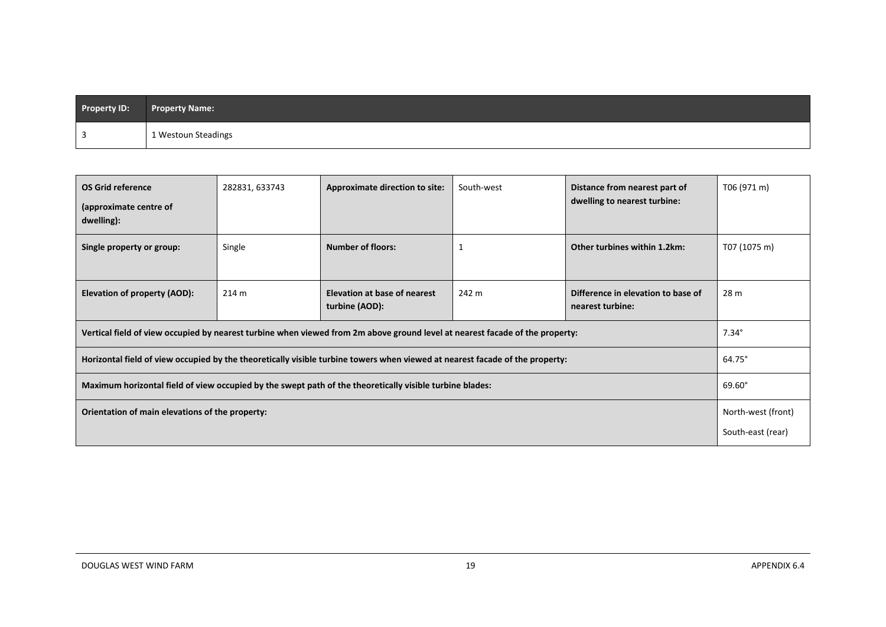| Property ID: | Property Name: |
|---|---|
| 3 | 1 Westoun Steadings |

| | | | | | |
|---|---|---|---|---|---|
| **OS Grid reference (approximate centre of dwelling):** | 282831, 633743 | **Approximate direction to site:** | South-west | **Distance from nearest part of dwelling to nearest turbine:** | T06 (971 m) |
| **Single property or group:** | Single | **Number of floors:** | 1 | **Other turbines within 1.2km:** | T07 (1075 m) |
| **Elevation of property (AOD):** | 214 m | **Elevation at base of nearest turbine (AOD):** | 242 m | **Difference in elevation to base of nearest turbine:** | 28 m |
| **Vertical field of view occupied by nearest turbine when viewed from 2m above ground level at nearest facade of the property:** | | | | | 7.34° |
| **Horizontal field of view occupied by the theoretically visible turbine towers when viewed at nearest facade of the property:** | | | | | 64.75° |
| **Maximum horizontal field of view occupied by the swept path of the theoretically visible turbine blades:** | | | | | 69.60° |
| **Orientation of main elevations of the property:** | | | | | North-west (front) South-east (rear) |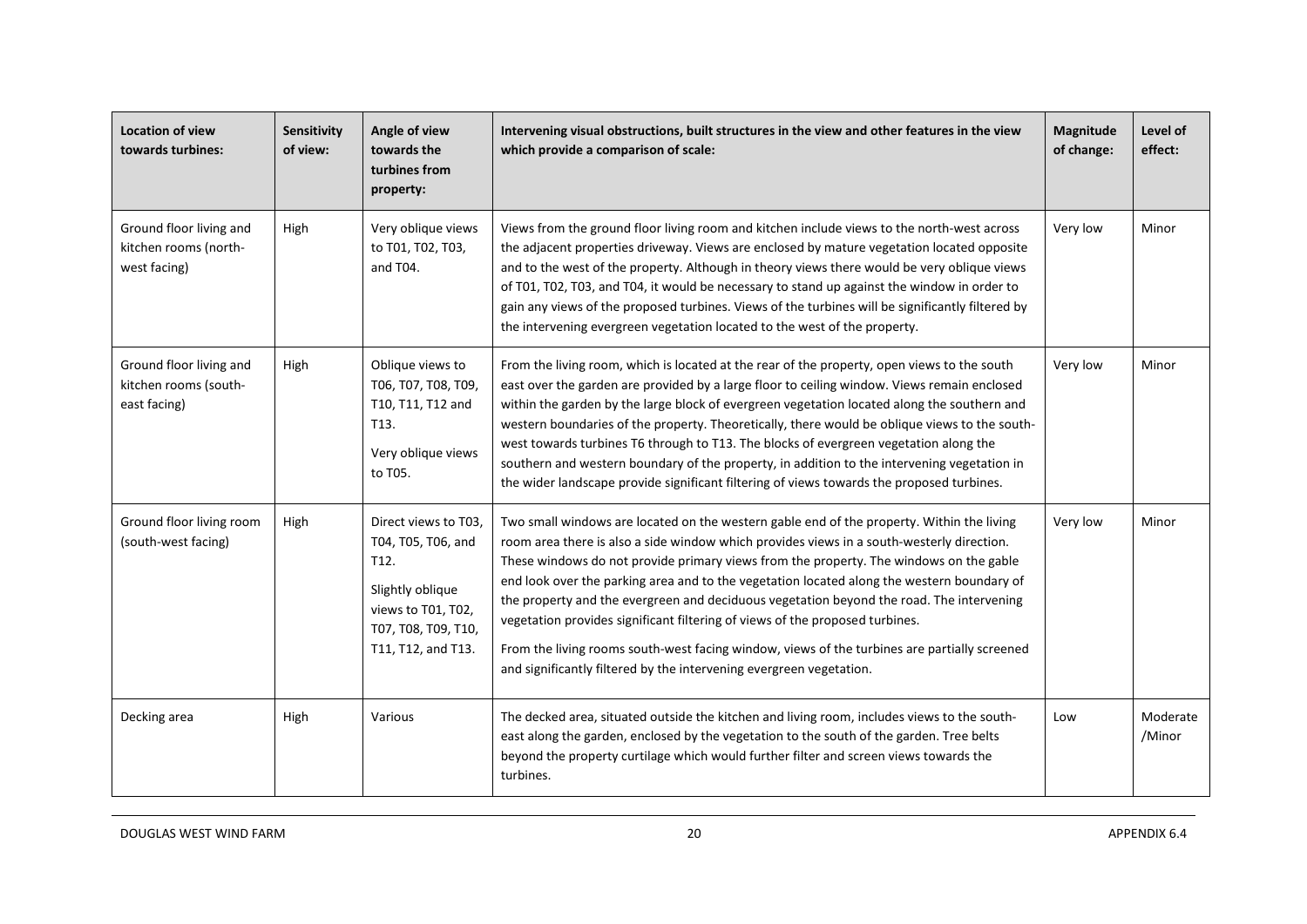| Location of view towards turbines: | Sensitivity of view: | Angle of view towards the turbines from property: | Intervening visual obstructions, built structures in the view and other features in the view which provide a comparison of scale: | Magnitude of change: | Level of effect: |
|---|---|---|---|---|---|
| Ground floor living and kitchen rooms (north-west facing) | High | Very oblique views to T01, T02, T03, and T04. | Views from the ground floor living room and kitchen include views to the north-west across the adjacent properties driveway. Views are enclosed by mature vegetation located opposite and to the west of the property. Although in theory views there would be very oblique views of T01, T02, T03, and T04, it would be necessary to stand up against the window in order to gain any views of the proposed turbines. Views of the turbines will be significantly filtered by the intervening evergreen vegetation located to the west of the property. | Very low | Minor |
| Ground floor living and kitchen rooms (south-east facing) | High | Oblique views to T06, T07, T08, T09, T10, T11, T12 and T13. Very oblique views to T05. | From the living room, which is located at the rear of the property, open views to the south east over the garden are provided by a large floor to ceiling window. Views remain enclosed within the garden by the large block of evergreen vegetation located along the southern and western boundaries of the property. Theoretically, there would be oblique views to the south-west towards turbines T6 through to T13. The blocks of evergreen vegetation along the southern and western boundary of the property, in addition to the intervening vegetation in the wider landscape provide significant filtering of views towards the proposed turbines. | Very low | Minor |
| Ground floor living room (south-west facing) | High | Direct views to T03, T04, T05, T06, and T12. Slightly oblique views to T01, T02, T07, T08, T09, T10, T11, T12, and T13. | Two small windows are located on the western gable end of the property. Within the living room area there is also a side window which provides views in a south-westerly direction. These windows do not provide primary views from the property. The windows on the gable end look over the parking area and to the vegetation located along the western boundary of the property and the evergreen and deciduous vegetation beyond the road. The intervening vegetation provides significant filtering of views of the proposed turbines. From the living rooms south-west facing window, views of the turbines are partially screened and significantly filtered by the intervening evergreen vegetation. | Very low | Minor |
| Decking area | High | Various | The decked area, situated outside the kitchen and living room, includes views to the south-east along the garden, enclosed by the vegetation to the south of the garden. Tree belts beyond the property curtilage which would further filter and screen views towards the turbines. | Low | Moderate /Minor |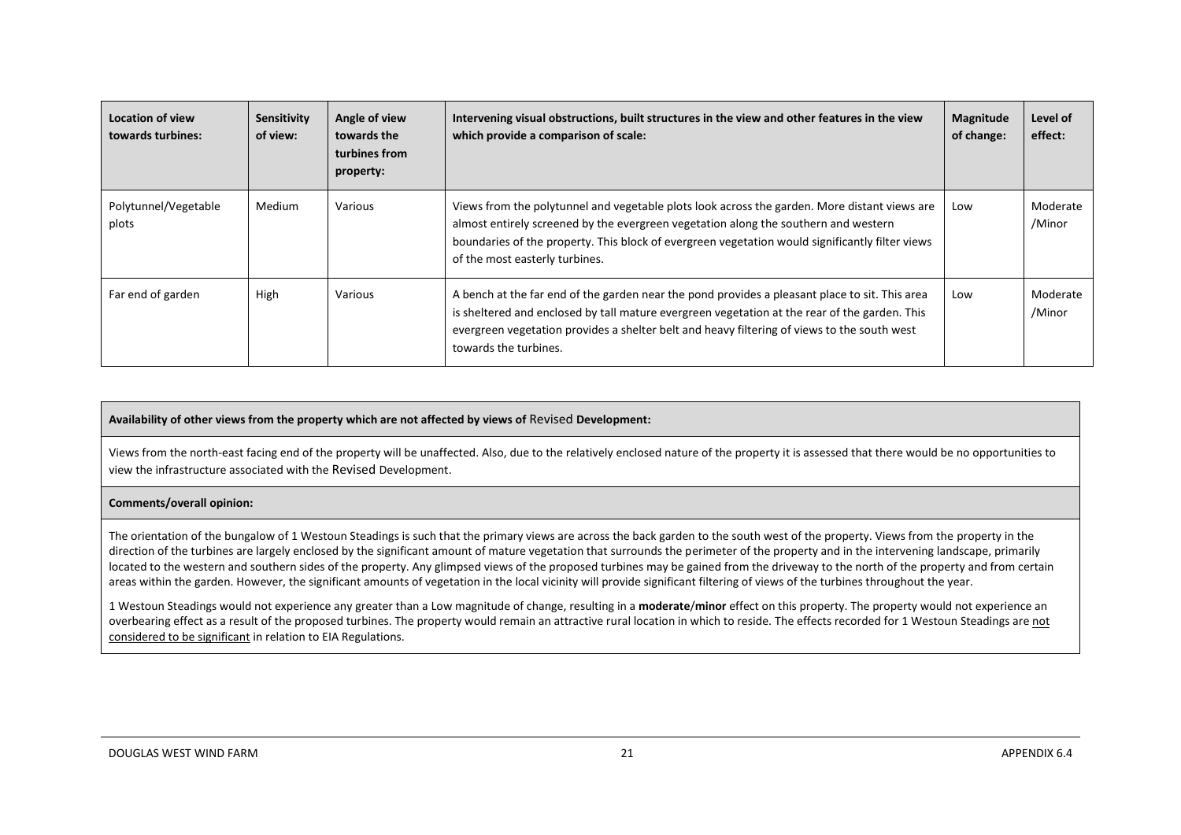| Location of view towards turbines: | Sensitivity of view: | Angle of view towards the turbines from property: | Intervening visual obstructions, built structures in the view and other features in the view which provide a comparison of scale: | Magnitude of change: | Level of effect: |
|---|---|---|---|---|---|
| Polytunnel/Vegetable plots | Medium | Various | Views from the polytunnel and vegetable plots look across the garden. More distant views are almost entirely screened by the evergreen vegetation along the southern and western boundaries of the property. This block of evergreen vegetation would significantly filter views of the most easterly turbines. | Low | Moderate /Minor |
| Far end of garden | High | Various | A bench at the far end of the garden near the pond provides a pleasant place to sit. This area is sheltered and enclosed by tall mature evergreen vegetation at the rear of the garden. This evergreen vegetation provides a shelter belt and heavy filtering of views to the south west towards the turbines. | Low | Moderate /Minor |

| **Availability of other views from the property which are not affected by views of** Revised **Development:** |
|---|
| Views from the north-east facing end of the property will be unaffected. Also, due to the relatively enclosed nature of the property it is assessed that there would be no opportunities to view the infrastructure associated with the Revised Development. |
| **Comments/overall opinion:** |
| The orientation of the bungalow of 1 Westoun Steadings is such that the primary views are across the back garden to the south west of the property. Views from the property in the direction of the turbines are largely enclosed by the significant amount of mature vegetation that surrounds the perimeter of the property and in the intervening landscape, primarily located to the western and southern sides of the property. Any glimpsed views of the proposed turbines may be gained from the driveway to the north of the property and from certain areas within the garden. However, the significant amounts of vegetation in the local vicinity will provide significant filtering of views of the turbines throughout the year. <br><br> 1 Westoun Steadings would not experience any greater than a Low magnitude of change, resulting in a **moderate**/**minor** effect on this property. The property would not experience an overbearing effect as a result of the proposed turbines. The property would remain an attractive rural location in which to reside. The effects recorded for 1 Westoun Steadings are not considered to be significant in relation to EIA Regulations. |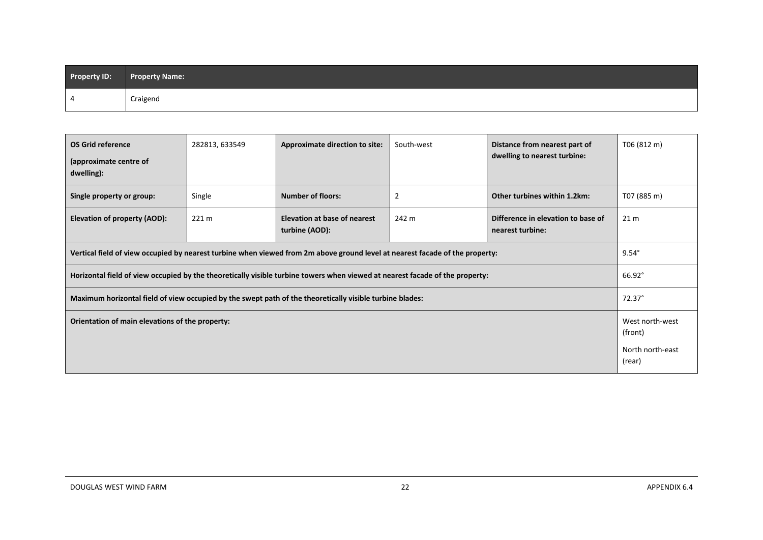| Property ID: | Property Name: |
| --- | --- |
| 4 | Craigend |

| OS Grid reference (approximate centre of dwelling): | 282813, 633549 | Approximate direction to site: | South-west | Distance from nearest part of dwelling to nearest turbine: | T06 (812 m) |
| --- | --- | --- | --- | --- | --- |
| Single property or group: | Single | Number of floors: | 2 | Other turbines within 1.2km: | T07 (885 m) |
| Elevation of property (AOD): | 221 m | Elevation at base of nearest turbine (AOD): | 242 m | Difference in elevation to base of nearest turbine: | 21 m |
| Vertical field of view occupied by nearest turbine when viewed from 2m above ground level at nearest facade of the property: | | | | | 9.54° |
| Horizontal field of view occupied by the theoretically visible turbine towers when viewed at nearest facade of the property: | | | | | 66.92° |
| Maximum horizontal field of view occupied by the swept path of the theoretically visible turbine blades: | | | | | 72.37° |
| Orientation of main elevations of the property: | | | | | West north-west (front)<br>North north-east (rear) |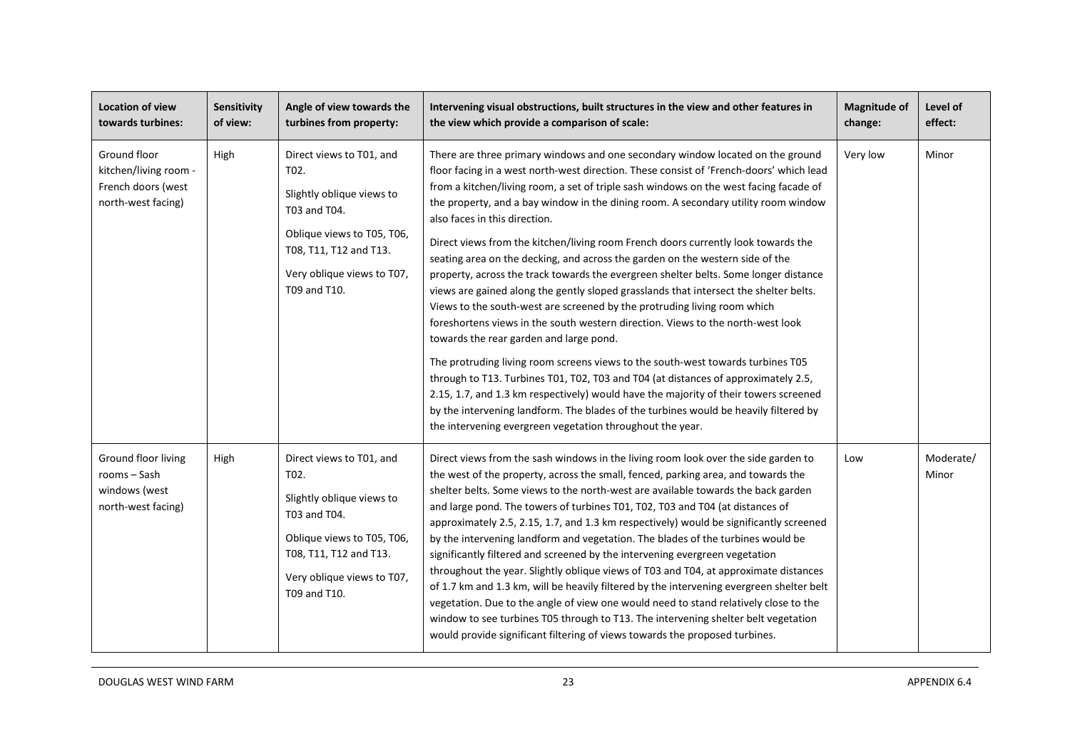| Location of view towards turbines: | Sensitivity of view: | Angle of view towards the turbines from property: | Intervening visual obstructions, built structures in the view and other features in the view which provide a comparison of scale: | Magnitude of change: | Level of effect: |
|---|---|---|---|---|---|
| Ground floor kitchen/living room - French doors (west north-west facing) | High | Direct views to T01, and T02.<br><br>Slightly oblique views to T03 and T04.<br><br>Oblique views to T05, T06, T08, T11, T12 and T13.<br><br>Very oblique views to T07, T09 and T10. | There are three primary windows and one secondary window located on the ground floor facing in a west north-west direction. These consist of 'French-doors' which lead from a kitchen/living room, a set of triple sash windows on the west facing facade of the property, and a bay window in the dining room. A secondary utility room window also faces in this direction.<br><br>Direct views from the kitchen/living room French doors currently look towards the seating area on the decking, and across the garden on the western side of the property, across the track towards the evergreen shelter belts. Some longer distance views are gained along the gently sloped grasslands that intersect the shelter belts. Views to the south-west are screened by the protruding living room which foreshortens views in the south western direction. Views to the north-west look towards the rear garden and large pond.<br><br>The protruding living room screens views to the south-west towards turbines T05 through to T13. Turbines T01, T02, T03 and T04 (at distances of approximately 2.5, 2.15, 1.7, and 1.3 km respectively) would have the majority of their towers screened by the intervening landform. The blades of the turbines would be heavily filtered by the intervening evergreen vegetation throughout the year. | Very low | Minor |
| Ground floor living rooms – Sash windows (west north-west facing) | High | Direct views to T01, and T02.<br><br>Slightly oblique views to T03 and T04.<br><br>Oblique views to T05, T06, T08, T11, T12 and T13.<br><br>Very oblique views to T07, T09 and T10. | Direct views from the sash windows in the living room look over the side garden to the west of the property, across the small, fenced, parking area, and towards the shelter belts. Some views to the north-west are available towards the back garden and large pond. The towers of turbines T01, T02, T03 and T04 (at distances of approximately 2.5, 2.15, 1.7, and 1.3 km respectively) would be significantly screened by the intervening landform and vegetation. The blades of the turbines would be significantly filtered and screened by the intervening evergreen vegetation throughout the year. Slightly oblique views of T03 and T04, at approximate distances of 1.7 km and 1.3 km, will be heavily filtered by the intervening evergreen shelter belt vegetation. Due to the angle of view one would need to stand relatively close to the window to see turbines T05 through to T13. The intervening shelter belt vegetation would provide significant filtering of views towards the proposed turbines. | Low | Moderate/ Minor |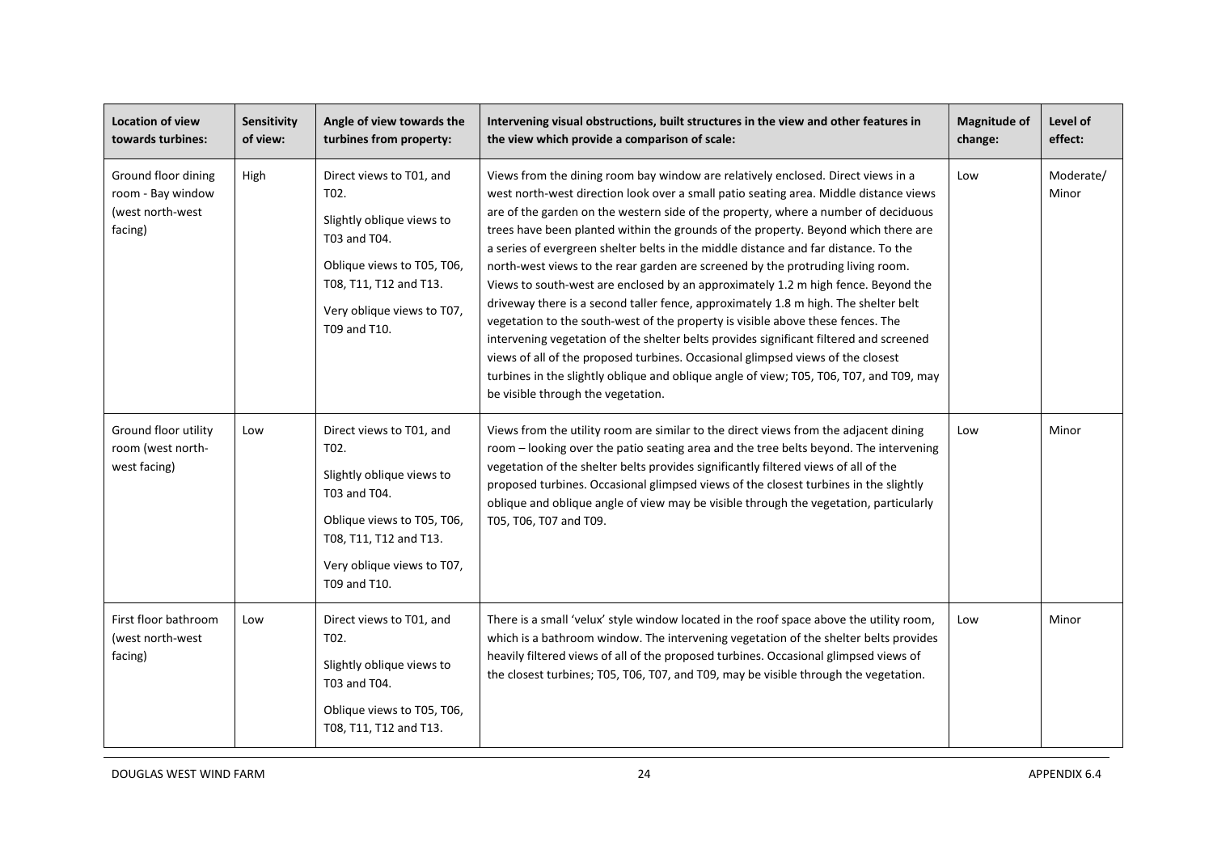| Location of view towards turbines: | Sensitivity of view: | Angle of view towards the turbines from property: | Intervening visual obstructions, built structures in the view and other features in the view which provide a comparison of scale: | Magnitude of change: | Level of effect: |
|---|---|---|---|---|---|
| Ground floor dining room - Bay window (west north-west facing) | High | Direct views to T01, and T02.<br><br>Slightly oblique views to T03 and T04.<br><br>Oblique views to T05, T06, T08, T11, T12 and T13.<br><br>Very oblique views to T07, T09 and T10. | Views from the dining room bay window are relatively enclosed. Direct views in a west north-west direction look over a small patio seating area. Middle distance views are of the garden on the western side of the property, where a number of deciduous trees have been planted within the grounds of the property. Beyond which there are a series of evergreen shelter belts in the middle distance and far distance. To the north-west views to the rear garden are screened by the protruding living room. Views to south-west are enclosed by an approximately 1.2 m high fence. Beyond the driveway there is a second taller fence, approximately 1.8 m high. The shelter belt vegetation to the south-west of the property is visible above these fences. The intervening vegetation of the shelter belts provides significant filtered and screened views of all of the proposed turbines. Occasional glimpsed views of the closest turbines in the slightly oblique and oblique angle of view; T05, T06, T07, and T09, may be visible through the vegetation. | Low | Moderate/ Minor |
| Ground floor utility room (west north-west facing) | Low | Direct views to T01, and T02.<br><br>Slightly oblique views to T03 and T04.<br><br>Oblique views to T05, T06, T08, T11, T12 and T13.<br><br>Very oblique views to T07, T09 and T10. | Views from the utility room are similar to the direct views from the adjacent dining room – looking over the patio seating area and the tree belts beyond. The intervening vegetation of the shelter belts provides significantly filtered views of all of the proposed turbines. Occasional glimpsed views of the closest turbines in the slightly oblique and oblique angle of view may be visible through the vegetation, particularly T05, T06, T07 and T09. | Low | Minor |
| First floor bathroom (west north-west facing) | Low | Direct views to T01, and T02.<br><br>Slightly oblique views to T03 and T04.<br><br>Oblique views to T05, T06, T08, T11, T12 and T13. | There is a small 'velux' style window located in the roof space above the utility room, which is a bathroom window. The intervening vegetation of the shelter belts provides heavily filtered views of all of the proposed turbines. Occasional glimpsed views of the closest turbines; T05, T06, T07, and T09, may be visible through the vegetation. | Low | Minor |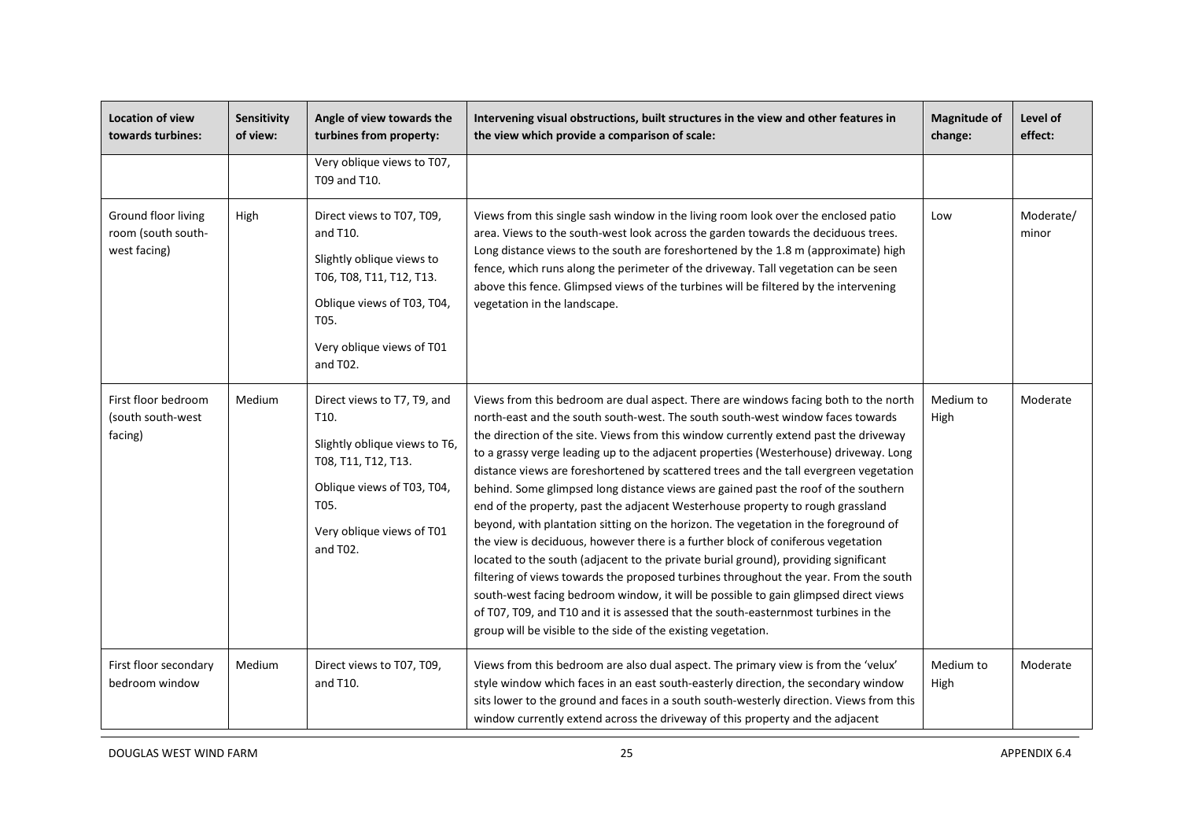| Location of view towards turbines: | Sensitivity of view: | Angle of view towards the turbines from property: | Intervening visual obstructions, built structures in the view and other features in the view which provide a comparison of scale: | Magnitude of change: | Level of effect: |
|---|---|---|---|---|---|
| | | Very oblique views to T07, T09 and T10. | | | |
| Ground floor living room (south south-west facing) | High | Direct views to T07, T09, and T10.<br><br>Slightly oblique views to T06, T08, T11, T12, T13.<br><br>Oblique views of T03, T04, T05.<br><br>Very oblique views of T01 and T02. | Views from this single sash window in the living room look over the enclosed patio area. Views to the south-west look across the garden towards the deciduous trees. Long distance views to the south are foreshortened by the 1.8 m (approximate) high fence, which runs along the perimeter of the driveway. Tall vegetation can be seen above this fence. Glimpsed views of the turbines will be filtered by the intervening vegetation in the landscape. | Low | Moderate/ minor |
| First floor bedroom (south south-west facing) | Medium | Direct views to T7, T9, and T10.<br><br>Slightly oblique views to T6, T08, T11, T12, T13.<br><br>Oblique views of T03, T04, T05.<br><br>Very oblique views of T01 and T02. | Views from this bedroom are dual aspect. There are windows facing both to the north north-east and the south south-west. The south south-west window faces towards the direction of the site. Views from this window currently extend past the driveway to a grassy verge leading up to the adjacent properties (Westerhouse) driveway. Long distance views are foreshortened by scattered trees and the tall evergreen vegetation behind. Some glimpsed long distance views are gained past the roof of the southern end of the property, past the adjacent Westerhouse property to rough grassland beyond, with plantation sitting on the horizon. The vegetation in the foreground of the view is deciduous, however there is a further block of coniferous vegetation located to the south (adjacent to the private burial ground), providing significant filtering of views towards the proposed turbines throughout the year. From the south south-west facing bedroom window, it will be possible to gain glimpsed direct views of T07, T09, and T10 and it is assessed that the south-easternmost turbines in the group will be visible to the side of the existing vegetation. | Medium to High | Moderate |
| First floor secondary bedroom window | Medium | Direct views to T07, T09, and T10. | Views from this bedroom are also dual aspect. The primary view is from the 'velux' style window which faces in an east south-easterly direction, the secondary window sits lower to the ground and faces in a south south-westerly direction. Views from this window currently extend across the driveway of this property and the adjacent | Medium to High | Moderate |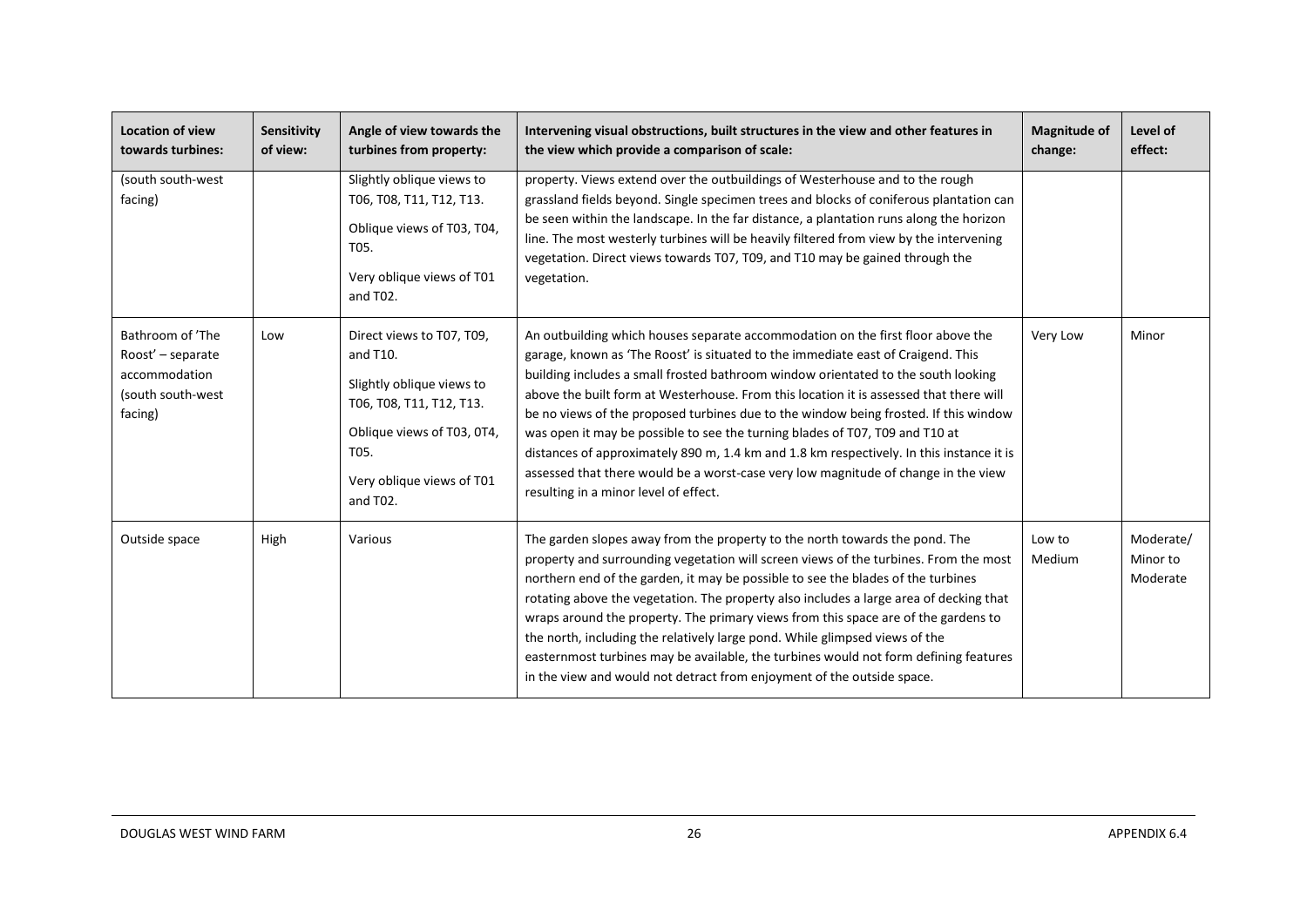| Location of view towards turbines: | Sensitivity of view: | Angle of view towards the turbines from property: | Intervening visual obstructions, built structures in the view and other features in the view which provide a comparison of scale: | Magnitude of change: | Level of effect: |
|---|---|---|---|---|---|
| (south south-west facing) | | Slightly oblique views to T06, T08, T11, T12, T13. Oblique views of T03, T04, T05. Very oblique views of T01 and T02. | property. Views extend over the outbuildings of Westerhouse and to the rough grassland fields beyond. Single specimen trees and blocks of coniferous plantation can be seen within the landscape. In the far distance, a plantation runs along the horizon line. The most westerly turbines will be heavily filtered from view by the intervening vegetation. Direct views towards T07, T09, and T10 may be gained through the vegetation. | | |
| Bathroom of 'The Roost' – separate accommodation (south south-west facing) | Low | Direct views to T07, T09, and T10. Slightly oblique views to T06, T08, T11, T12, T13. Oblique views of T03, 0T4, T05. Very oblique views of T01 and T02. | An outbuilding which houses separate accommodation on the first floor above the garage, known as 'The Roost' is situated to the immediate east of Craigend. This building includes a small frosted bathroom window orientated to the south looking above the built form at Westerhouse. From this location it is assessed that there will be no views of the proposed turbines due to the window being frosted. If this window was open it may be possible to see the turning blades of T07, T09 and T10 at distances of approximately 890 m, 1.4 km and 1.8 km respectively. In this instance it is assessed that there would be a worst-case very low magnitude of change in the view resulting in a minor level of effect. | Very Low | Minor |
| Outside space | High | Various | The garden slopes away from the property to the north towards the pond. The property and surrounding vegetation will screen views of the turbines. From the most northern end of the garden, it may be possible to see the blades of the turbines rotating above the vegetation. The property also includes a large area of decking that wraps around the property. The primary views from this space are of the gardens to the north, including the relatively large pond. While glimpsed views of the easternmost turbines may be available, the turbines would not form defining features in the view and would not detract from enjoyment of the outside space. | Low to Medium | Moderate/ Minor to Moderate |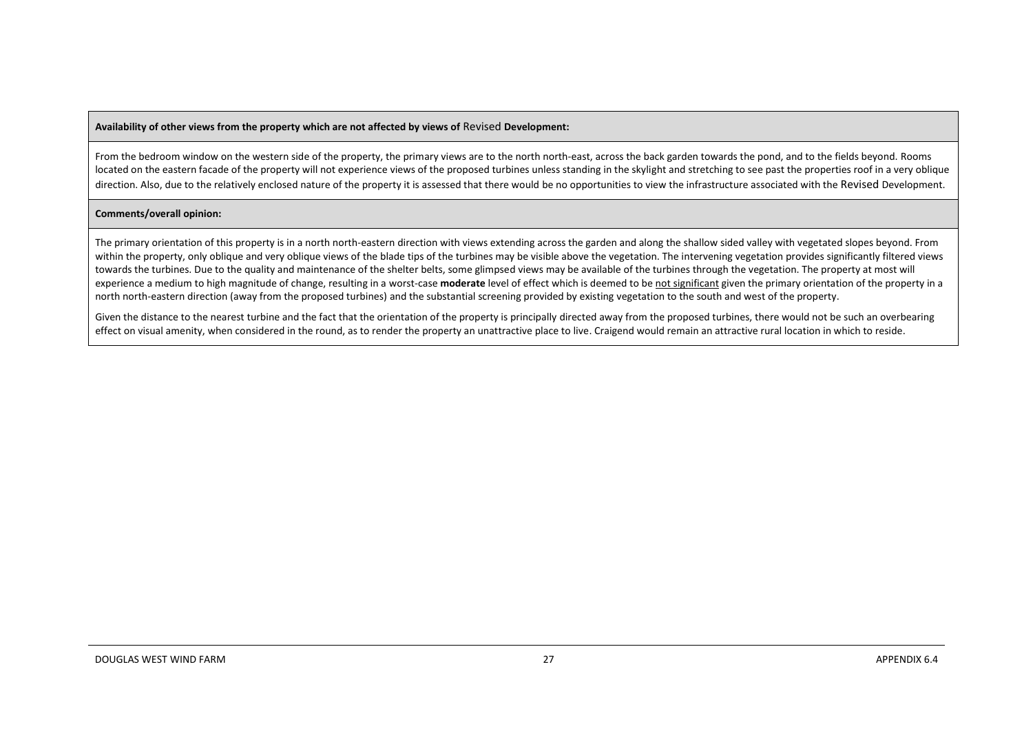| **Availability of other views from the property which are not affected by views of Revised Development:** |
| --- |
| From the bedroom window on the western side of the property, the primary views are to the north north-east, across the back garden towards the pond, and to the fields beyond. Rooms located on the eastern facade of the property will not experience views of the proposed turbines unless standing in the skylight and stretching to see past the properties roof in a very oblique direction. Also, due to the relatively enclosed nature of the property it is assessed that there would be no opportunities to view the infrastructure associated with the Revised Development. |
| **Comments/overall opinion:** |
| The primary orientation of this property is in a north north-eastern direction with views extending across the garden and along the shallow sided valley with vegetated slopes beyond. From within the property, only oblique and very oblique views of the blade tips of the turbines may be visible above the vegetation. The intervening vegetation provides significantly filtered views towards the turbines. Due to the quality and maintenance of the shelter belts, some glimpsed views may be available of the turbines through the vegetation. The property at most will experience a medium to high magnitude of change, resulting in a worst-case **moderate** level of effect which is deemed to be <u>not significant</u> given the primary orientation of the property in a north north-eastern direction (away from the proposed turbines) and the substantial screening provided by existing vegetation to the south and west of the property.<br><br>Given the distance to the nearest turbine and the fact that the orientation of the property is principally directed away from the proposed turbines, there would not be such an overbearing effect on visual amenity, when considered in the round, as to render the property an unattractive place to live. Craigend would remain an attractive rural location in which to reside. |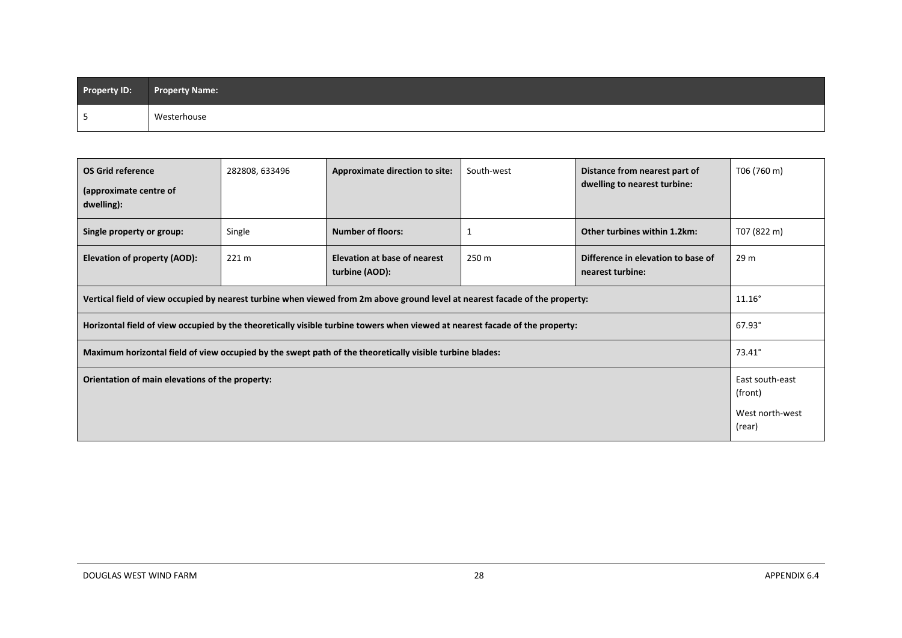| Property ID: | Property Name: |
|---|---|
| 5 | Westerhouse |

| **OS Grid reference (approximate centre of dwelling):** | 282808, 633496 | **Approximate direction to site:** | South-west | **Distance from nearest part of dwelling to nearest turbine:** | T06 (760 m) |
|---|---|---|---|---|---|
| **Single property or group:** | Single | **Number of floors:** | 1 | **Other turbines within 1.2km:** | T07 (822 m) |
| **Elevation of property (AOD):** | 221 m | **Elevation at base of nearest turbine (AOD):** | 250 m | **Difference in elevation to base of nearest turbine:** | 29 m |
| **Vertical field of view occupied by nearest turbine when viewed from 2m above ground level at nearest facade of the property:** | | | | | 11.16° |
| **Horizontal field of view occupied by the theoretically visible turbine towers when viewed at nearest facade of the property:** | | | | | 67.93° |
| **Maximum horizontal field of view occupied by the swept path of the theoretically visible turbine blades:** | | | | | 73.41° |
| **Orientation of main elevations of the property:** | | | | | East south-east (front)<br>West north-west (rear) |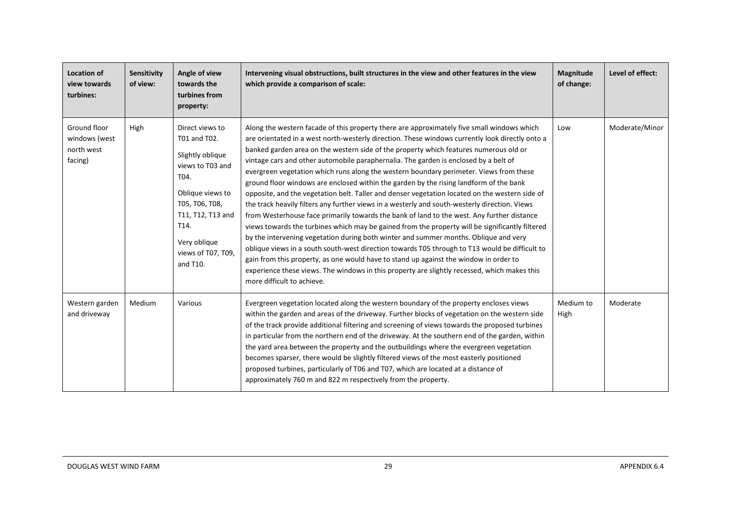| Location of view towards turbines: | Sensitivity of view: | Angle of view towards the turbines from property: | Intervening visual obstructions, built structures in the view and other features in the view which provide a comparison of scale: | Magnitude of change: | Level of effect: |
|---|---|---|---|---|---|
| Ground floor windows (west north west facing) | High | Direct views to T01 and T02.<br><br>Slightly oblique views to T03 and T04.<br><br>Oblique views to T05, T06, T08, T11, T12, T13 and T14.<br><br>Very oblique views of T07, T09, and T10. | Along the western facade of this property there are approximately five small windows which are orientated in a west north-westerly direction. These windows currently look directly onto a banked garden area on the western side of the property which features numerous old or vintage cars and other automobile paraphernalia. The garden is enclosed by a belt of evergreen vegetation which runs along the western boundary perimeter. Views from these ground floor windows are enclosed within the garden by the rising landform of the bank opposite, and the vegetation belt. Taller and denser vegetation located on the western side of the track heavily filters any further views in a westerly and south-westerly direction. Views from Westerhouse face primarily towards the bank of land to the west. Any further distance views towards the turbines which may be gained from the property will be significantly filtered by the intervening vegetation during both winter and summer months. Oblique and very oblique views in a south south-west direction towards T05 through to T13 would be difficult to gain from this property, as one would have to stand up against the window in order to experience these views. The windows in this property are slightly recessed, which makes this more difficult to achieve. | Low | Moderate/Minor |
| Western garden and driveway | Medium | Various | Evergreen vegetation located along the western boundary of the property encloses views within the garden and areas of the driveway. Further blocks of vegetation on the western side of the track provide additional filtering and screening of views towards the proposed turbines in particular from the northern end of the driveway. At the southern end of the garden, within the yard area between the property and the outbuildings where the evergreen vegetation becomes sparser, there would be slightly filtered views of the most easterly positioned proposed turbines, particularly of T06 and T07, which are located at a distance of approximately 760 m and 822 m respectively from the property. | Medium to High | Moderate |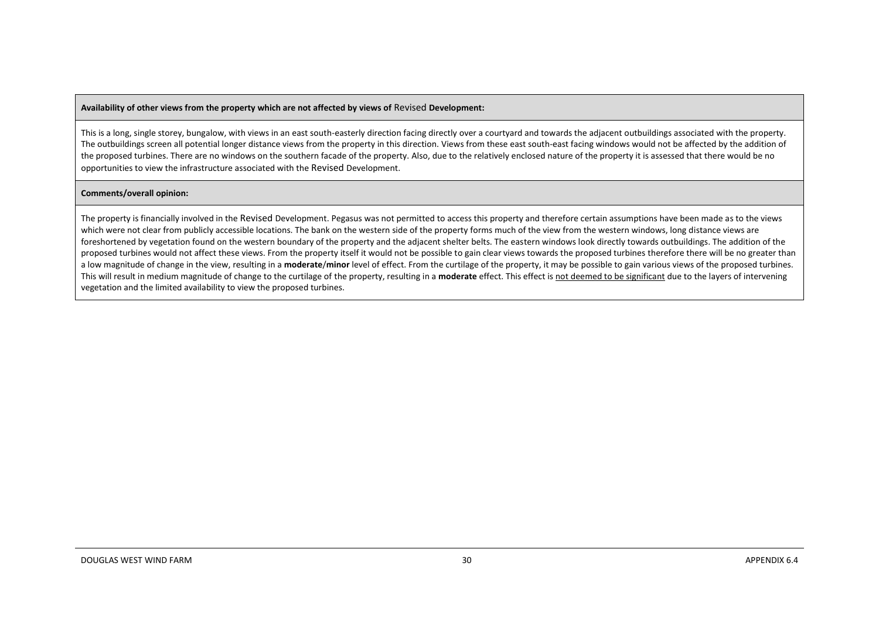| **Availability of other views from the property which are not affected by views of Revised Development:** |
| --- |
| This is a long, single storey, bungalow, with views in an east south-easterly direction facing directly over a courtyard and towards the adjacent outbuildings associated with the property. The outbuildings screen all potential longer distance views from the property in this direction. Views from these east south-east facing windows would not be affected by the addition of the proposed turbines. There are no windows on the southern facade of the property. Also, due to the relatively enclosed nature of the property it is assessed that there would be no opportunities to view the infrastructure associated with the Revised Development. |
| **Comments/overall opinion:** |
| The property is financially involved in the Revised Development. Pegasus was not permitted to access this property and therefore certain assumptions have been made as to the views which were not clear from publicly accessible locations. The bank on the western side of the property forms much of the view from the western windows, long distance views are foreshortened by vegetation found on the western boundary of the property and the adjacent shelter belts. The eastern windows look directly towards outbuildings. The addition of the proposed turbines would not affect these views. From the property itself it would not be possible to gain clear views towards the proposed turbines therefore there will be no greater than a low magnitude of change in the view, resulting in a **moderate/minor** level of effect. From the curtilage of the property, it may be possible to gain various views of the proposed turbines. This will result in medium magnitude of change to the curtilage of the property, resulting in a **moderate** effect. This effect is <u>not deemed to be significant</u> due to the layers of intervening vegetation and the limited availability to view the proposed turbines. |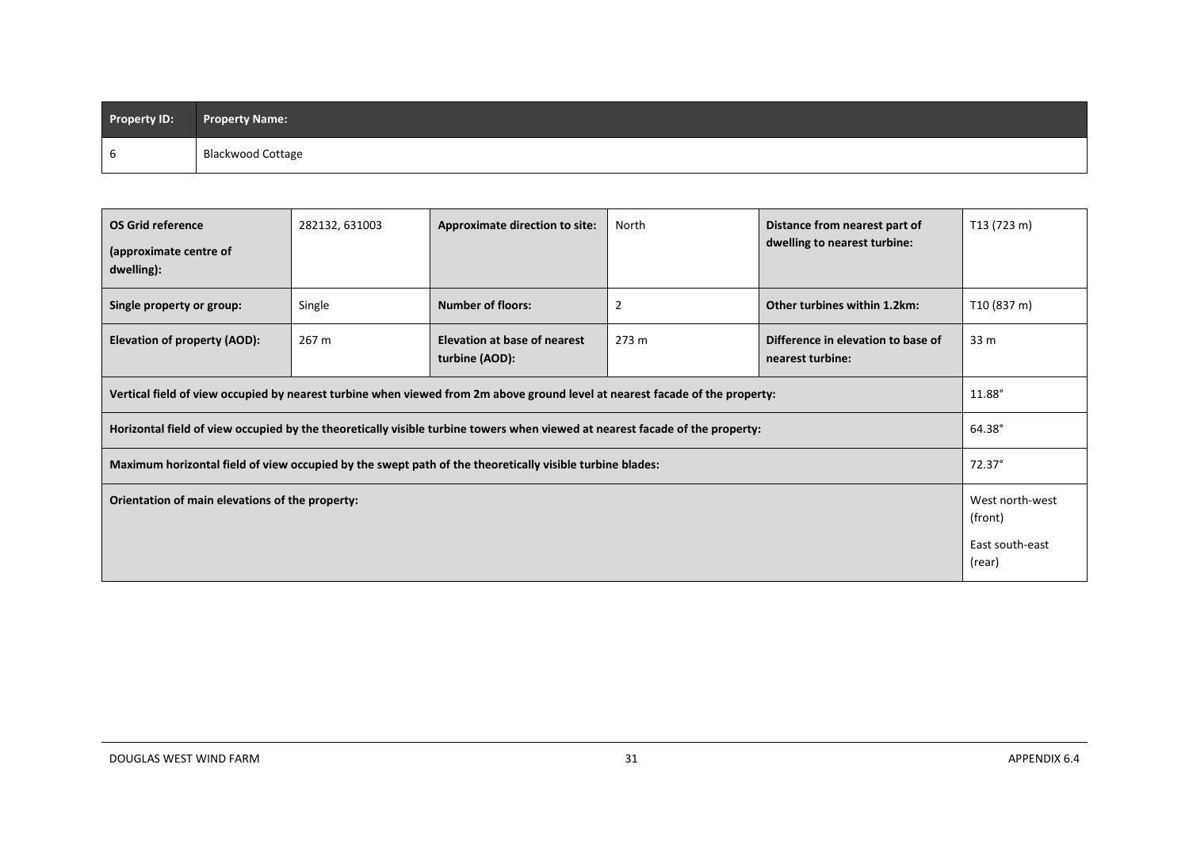| Property ID: | Property Name: |
|---|---|
| 6 | Blackwood Cottage |

| OS Grid reference (approximate centre of dwelling): | 282132, 631003 | Approximate direction to site: | North | Distance from nearest part of dwelling to nearest turbine: | T13 (723 m) |
|---|---|---|---|---|---|
| Single property or group: | Single | Number of floors: | 2 | Other turbines within 1.2km: | T10 (837 m) |
| Elevation of property (AOD): | 267 m | Elevation at base of nearest turbine (AOD): | 273 m | Difference in elevation to base of nearest turbine: | 33 m |
| Vertical field of view occupied by nearest turbine when viewed from 2m above ground level at nearest facade of the property: | | | | | 11.88° |
| Horizontal field of view occupied by the theoretically visible turbine towers when viewed at nearest facade of the property: | | | | | 64.38° |
| Maximum horizontal field of view occupied by the swept path of the theoretically visible turbine blades: | | | | | 72.37° |
| Orientation of main elevations of the property: | | | | | West north-west (front)<br>East south-east (rear) |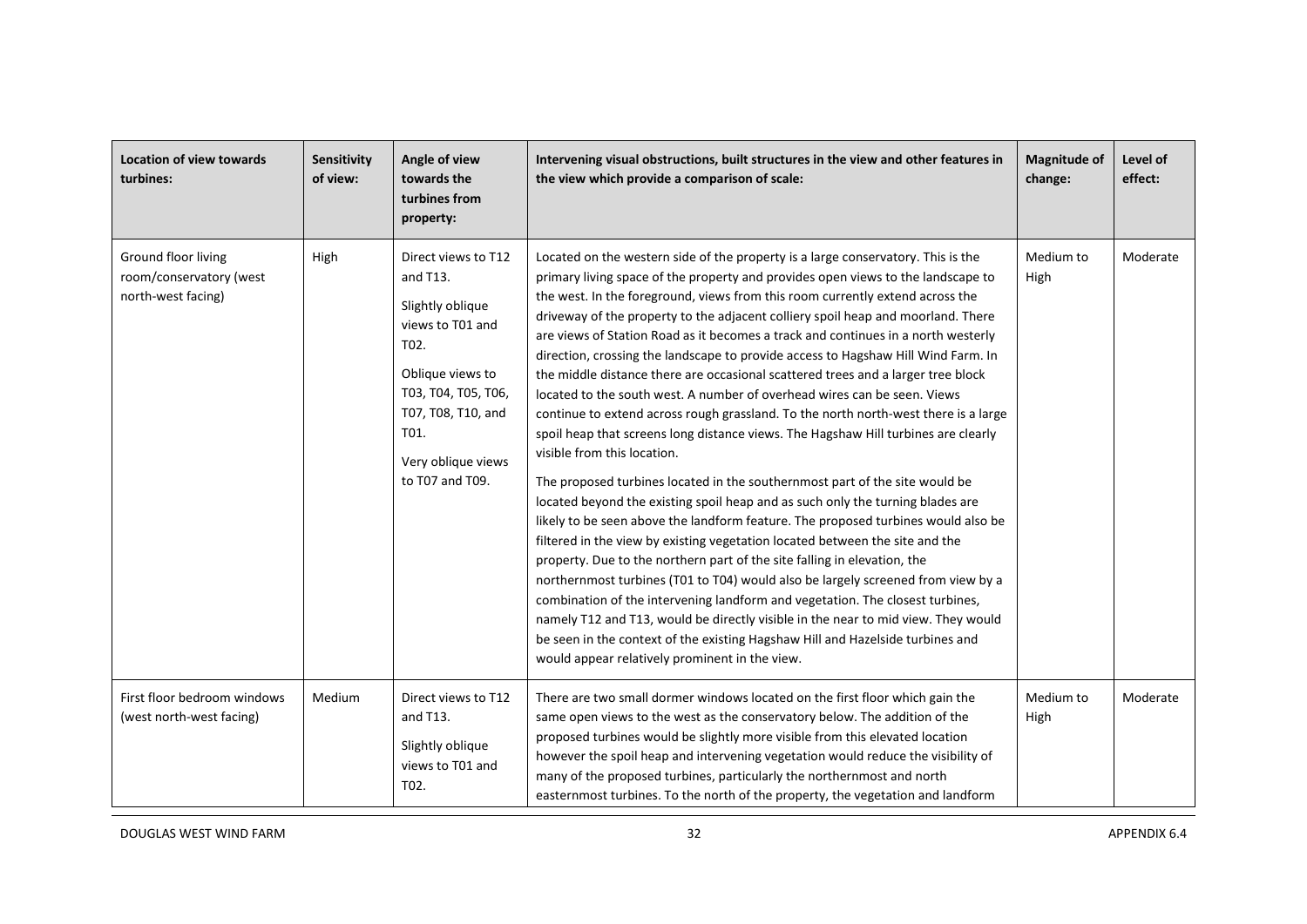| Location of view towards turbines: | Sensitivity of view: | Angle of view towards the turbines from property: | Intervening visual obstructions, built structures in the view and other features in the view which provide a comparison of scale: | Magnitude of change: | Level of effect: |
|---|---|---|---|---|---|
| Ground floor living room/conservatory (west north-west facing) | High | Direct views to T12 and T13.<br><br>Slightly oblique views to T01 and T02.<br><br>Oblique views to T03, T04, T05, T06, T07, T08, T10, and T01.<br><br>Very oblique views to T07 and T09. | Located on the western side of the property is a large conservatory. This is the primary living space of the property and provides open views to the landscape to the west. In the foreground, views from this room currently extend across the driveway of the property to the adjacent colliery spoil heap and moorland. There are views of Station Road as it becomes a track and continues in a north westerly direction, crossing the landscape to provide access to Hagshaw Hill Wind Farm. In the middle distance there are occasional scattered trees and a larger tree block located to the south west. A number of overhead wires can be seen. Views continue to extend across rough grassland. To the north north-west there is a large spoil heap that screens long distance views. The Hagshaw Hill turbines are clearly visible from this location.<br><br>The proposed turbines located in the southernmost part of the site would be located beyond the existing spoil heap and as such only the turning blades are likely to be seen above the landform feature. The proposed turbines would also be filtered in the view by existing vegetation located between the site and the property. Due to the northern part of the site falling in elevation, the northernmost turbines (T01 to T04) would also be largely screened from view by a combination of the intervening landform and vegetation. The closest turbines, namely T12 and T13, would be directly visible in the near to mid view. They would be seen in the context of the existing Hagshaw Hill and Hazelside turbines and would appear relatively prominent in the view. | Medium to High | Moderate |
| First floor bedroom windows (west north-west facing) | Medium | Direct views to T12 and T13.<br><br>Slightly oblique views to T01 and T02. | There are two small dormer windows located on the first floor which gain the same open views to the west as the conservatory below. The addition of the proposed turbines would be slightly more visible from this elevated location however the spoil heap and intervening vegetation would reduce the visibility of many of the proposed turbines, particularly the northernmost and north easternmost turbines. To the north of the property, the vegetation and landform | Medium to High | Moderate |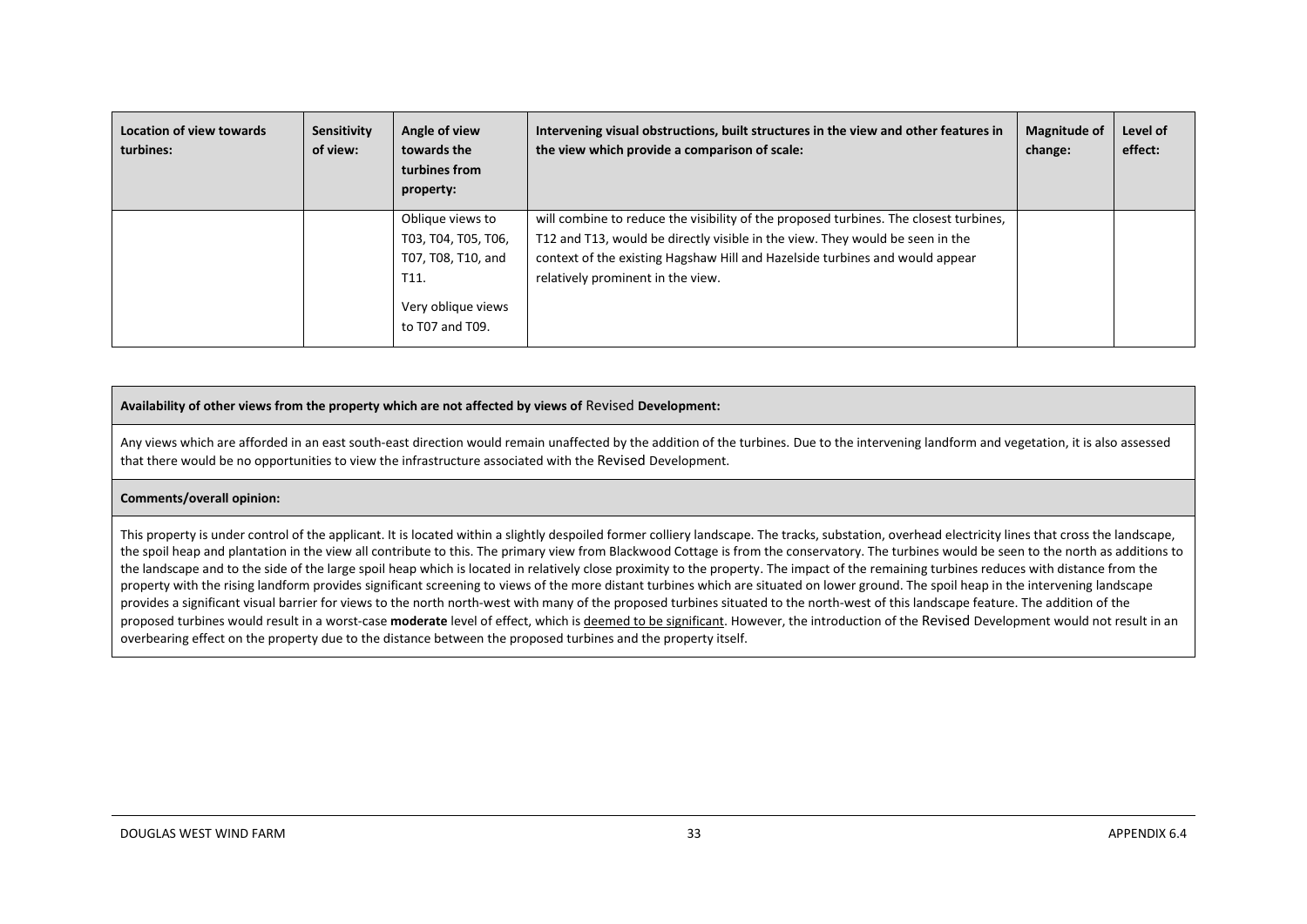| Location of view towards turbines: | Sensitivity of view: | Angle of view towards the turbines from property: | Intervening visual obstructions, built structures in the view and other features in the view which provide a comparison of scale: | Magnitude of change: | Level of effect: |
|---|---|---|---|---|---|
| | | Oblique views to T03, T04, T05, T06, T07, T08, T10, and T11.<br><br>Very oblique views to T07 and T09. | will combine to reduce the visibility of the proposed turbines. The closest turbines, T12 and T13, would be directly visible in the view. They would be seen in the context of the existing Hagshaw Hill and Hazelside turbines and would appear relatively prominent in the view. | | |

| **Availability of other views from the property which are not affected by views of** Revised **Development:** |
|---|
| Any views which are afforded in an east south-east direction would remain unaffected by the addition of the turbines. Due to the intervening landform and vegetation, it is also assessed that there would be no opportunities to view the infrastructure associated with the Revised Development. |
| **Comments/overall opinion:** |
| This property is under control of the applicant. It is located within a slightly despoiled former colliery landscape. The tracks, substation, overhead electricity lines that cross the landscape, the spoil heap and plantation in the view all contribute to this. The primary view from Blackwood Cottage is from the conservatory. The turbines would be seen to the north as additions to the landscape and to the side of the large spoil heap which is located in relatively close proximity to the property. The impact of the remaining turbines reduces with distance from the property with the rising landform provides significant screening to views of the more distant turbines which are situated on lower ground. The spoil heap in the intervening landscape provides a significant visual barrier for views to the north north-west with many of the proposed turbines situated to the north-west of this landscape feature. The addition of the proposed turbines would result in a worst-case **moderate** level of effect, which is deemed to be significant. However, the introduction of the Revised Development would not result in an overbearing effect on the property due to the distance between the proposed turbines and the property itself. |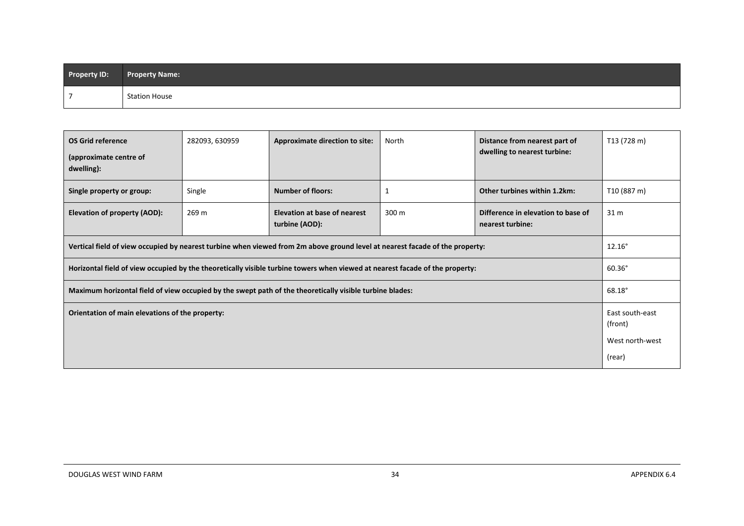| Property ID: | Property Name: |
|---|---|
| 7 | Station House |

| OS Grid reference (approximate centre of dwelling): | 282093, 630959 | Approximate direction to site: | North | Distance from nearest part of dwelling to nearest turbine: | T13 (728 m) |
|---|---|---|---|---|---|
| Single property or group: | Single | Number of floors: | 1 | Other turbines within 1.2km: | T10 (887 m) |
| Elevation of property (AOD): | 269 m | Elevation at base of nearest turbine (AOD): | 300 m | Difference in elevation to base of nearest turbine: | 31 m |
| Vertical field of view occupied by nearest turbine when viewed from 2m above ground level at nearest facade of the property: | | | | | 12.16° |
| Horizontal field of view occupied by the theoretically visible turbine towers when viewed at nearest facade of the property: | | | | | 60.36° |
| Maximum horizontal field of view occupied by the swept path of the theoretically visible turbine blades: | | | | | 68.18° |
| Orientation of main elevations of the property: | | | | | East south-east (front)<br>West north-west (rear) |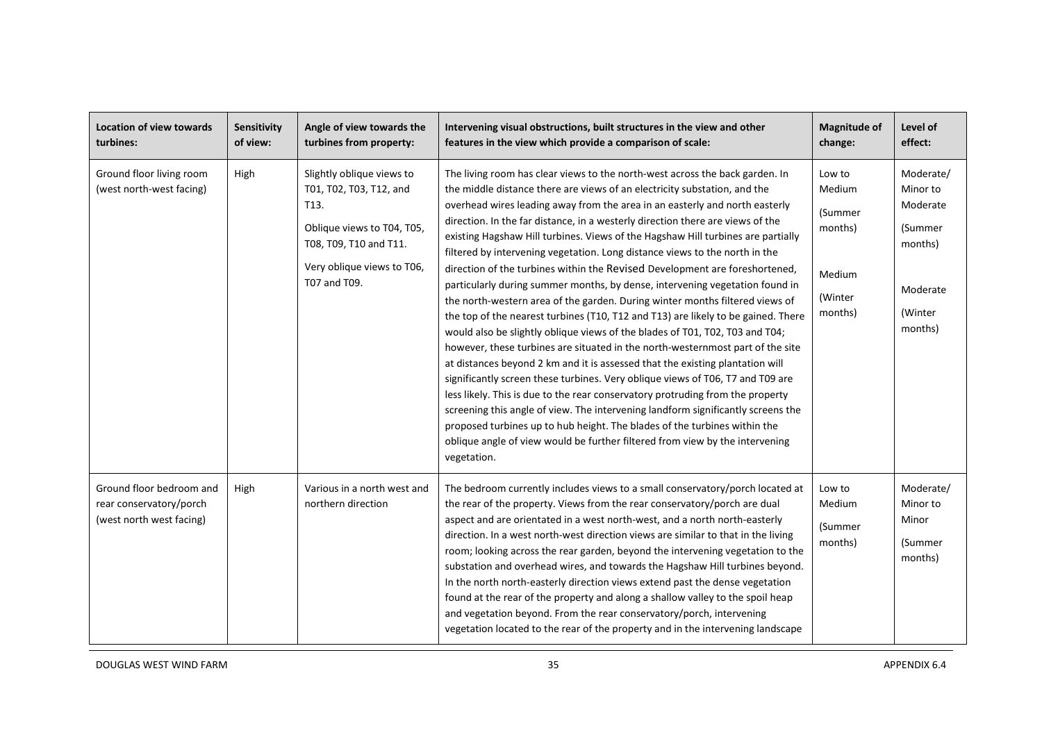| Location of view towards turbines: | Sensitivity of view: | Angle of view towards the turbines from property: | Intervening visual obstructions, built structures in the view and other features in the view which provide a comparison of scale: | Magnitude of change: | Level of effect: |
|---|---|---|---|---|---|
| Ground floor living room (west north-west facing) | High | Slightly oblique views to T01, T02, T03, T12, and T13.<br><br>Oblique views to T04, T05, T08, T09, T10 and T11.<br><br>Very oblique views to T06, T07 and T09. | The living room has clear views to the north-west across the back garden. In the middle distance there are views of an electricity substation, and the overhead wires leading away from the area in an easterly and north easterly direction. In the far distance, in a westerly direction there are views of the existing Hagshaw Hill turbines. Views of the Hagshaw Hill turbines are partially filtered by intervening vegetation. Long distance views to the north in the direction of the turbines within the Revised Development are foreshortened, particularly during summer months, by dense, intervening vegetation found in the north-western area of the garden. During winter months filtered views of the top of the nearest turbines (T10, T12 and T13) are likely to be gained. There would also be slightly oblique views of the blades of T01, T02, T03 and T04; however, these turbines are situated in the north-westernmost part of the site at distances beyond 2 km and it is assessed that the existing plantation will significantly screen these turbines. Very oblique views of T06, T7 and T09 are less likely. This is due to the rear conservatory protruding from the property screening this angle of view. The intervening landform significantly screens the proposed turbines up to hub height. The blades of the turbines within the oblique angle of view would be further filtered from view by the intervening vegetation. | Low to Medium (Summer months)<br><br>Medium (Winter months) | Moderate/ Minor to Moderate (Summer months)<br><br>Moderate (Winter months) |
| Ground floor bedroom and rear conservatory/porch (west north west facing) | High | Various in a north west and northern direction | The bedroom currently includes views to a small conservatory/porch located at the rear of the property. Views from the rear conservatory/porch are dual aspect and are orientated in a west north-west, and a north north-easterly direction. In a west north-west direction views are similar to that in the living room; looking across the rear garden, beyond the intervening vegetation to the substation and overhead wires, and towards the Hagshaw Hill turbines beyond. In the north north-easterly direction views extend past the dense vegetation found at the rear of the property and along a shallow valley to the spoil heap and vegetation beyond. From the rear conservatory/porch, intervening vegetation located to the rear of the property and in the intervening landscape | Low to Medium (Summer months) | Moderate/ Minor to Minor (Summer months) |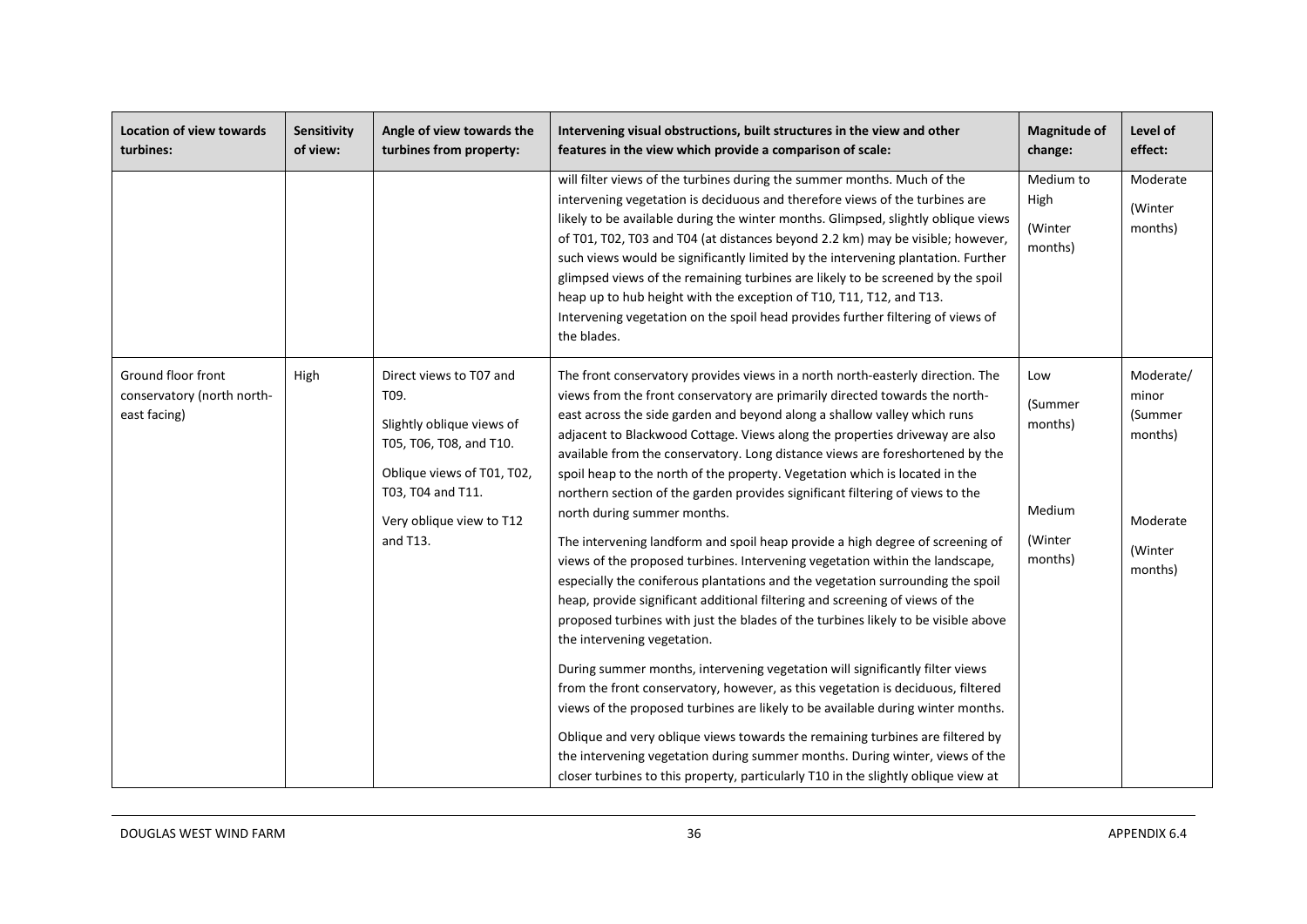| Location of view towards turbines: | Sensitivity of view: | Angle of view towards the turbines from property: | Intervening visual obstructions, built structures in the view and other features in the view which provide a comparison of scale: | Magnitude of change: | Level of effect: |
|---|---|---|---|---|---|
| | | | will filter views of the turbines during the summer months. Much of the intervening vegetation is deciduous and therefore views of the turbines are likely to be available during the winter months. Glimpsed, slightly oblique views of T01, T02, T03 and T04 (at distances beyond 2.2 km) may be visible; however, such views would be significantly limited by the intervening plantation. Further glimpsed views of the remaining turbines are likely to be screened by the spoil heap up to hub height with the exception of T10, T11, T12, and T13. Intervening vegetation on the spoil head provides further filtering of views of the blades. | Medium to High (Winter months) | Moderate (Winter months) |
| Ground floor front conservatory (north north-east facing) | High | Direct views to T07 and T09.<br><br>Slightly oblique views of T05, T06, T08, and T10.<br><br>Oblique views of T01, T02, T03, T04 and T11.<br><br>Very oblique view to T12 and T13. | The front conservatory provides views in a north north-easterly direction. The views from the front conservatory are primarily directed towards the north-east across the side garden and beyond along a shallow valley which runs adjacent to Blackwood Cottage. Views along the properties driveway are also available from the conservatory. Long distance views are foreshortened by the spoil heap to the north of the property. Vegetation which is located in the northern section of the garden provides significant filtering of views to the north during summer months.<br><br>The intervening landform and spoil heap provide a high degree of screening of views of the proposed turbines. Intervening vegetation within the landscape, especially the coniferous plantations and the vegetation surrounding the spoil heap, provide significant additional filtering and screening of views of the proposed turbines with just the blades of the turbines likely to be visible above the intervening vegetation.<br><br>During summer months, intervening vegetation will significantly filter views from the front conservatory, however, as this vegetation is deciduous, filtered views of the proposed turbines are likely to be available during winter months.<br><br>Oblique and very oblique views towards the remaining turbines are filtered by the intervening vegetation during summer months. During winter, views of the closer turbines to this property, particularly T10 in the slightly oblique view at | Low (Summer months)<br><br>Medium (Winter months) | Moderate/ minor (Summer months)<br><br>Moderate (Winter months) |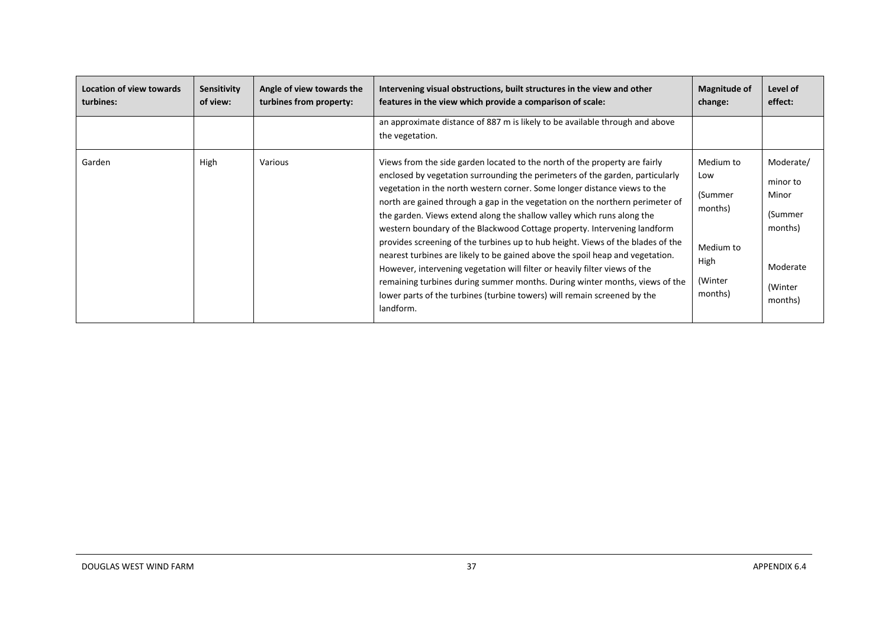| Location of view towards turbines: | Sensitivity of view: | Angle of view towards the turbines from property: | Intervening visual obstructions, built structures in the view and other features in the view which provide a comparison of scale: | Magnitude of change: | Level of effect: |
|---|---|---|---|---|---|
| | | | an approximate distance of 887 m is likely to be available through and above the vegetation. | | |
| Garden | High | Various | Views from the side garden located to the north of the property are fairly enclosed by vegetation surrounding the perimeters of the garden, particularly vegetation in the north western corner. Some longer distance views to the north are gained through a gap in the vegetation on the northern perimeter of the garden. Views extend along the shallow valley which runs along the western boundary of the Blackwood Cottage property. Intervening landform provides screening of the turbines up to hub height. Views of the blades of the nearest turbines are likely to be gained above the spoil heap and vegetation. However, intervening vegetation will filter or heavily filter views of the remaining turbines during summer months. During winter months, views of the lower parts of the turbines (turbine towers) will remain screened by the landform. | Medium to Low (Summer months) Medium to High (Winter months) | Moderate/ minor to Minor (Summer months) Moderate (Winter months) |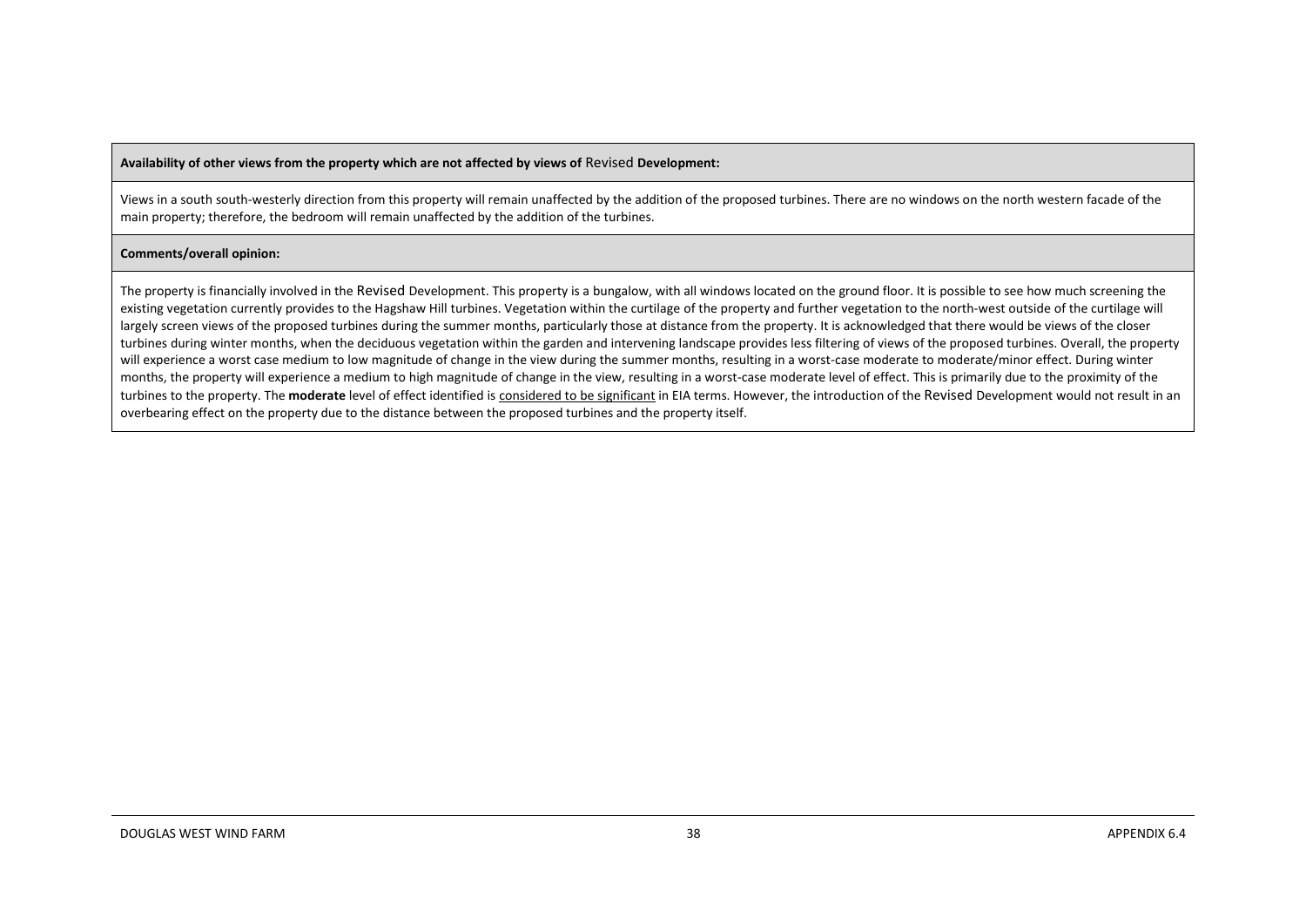| **Availability of other views from the property which are not affected by views of Revised Development:** |
| --- |
| Views in a south south-westerly direction from this property will remain unaffected by the addition of the proposed turbines. There are no windows on the north western facade of the main property; therefore, the bedroom will remain unaffected by the addition of the turbines. |
| **Comments/overall opinion:** |
| The property is financially involved in the Revised Development. This property is a bungalow, with all windows located on the ground floor. It is possible to see how much screening the existing vegetation currently provides to the Hagshaw Hill turbines. Vegetation within the curtilage of the property and further vegetation to the north-west outside of the curtilage will largely screen views of the proposed turbines during the summer months, particularly those at distance from the property. It is acknowledged that there would be views of the closer turbines during winter months, when the deciduous vegetation within the garden and intervening landscape provides less filtering of views of the proposed turbines. Overall, the property will experience a worst case medium to low magnitude of change in the view during the summer months, resulting in a worst-case moderate to moderate/minor effect. During winter months, the property will experience a medium to high magnitude of change in the view, resulting in a worst-case moderate level of effect. This is primarily due to the proximity of the turbines to the property. The **moderate** level of effect identified is <u>considered to be significant</u> in EIA terms. However, the introduction of the Revised Development would not result in an overbearing effect on the property due to the distance between the proposed turbines and the property itself. |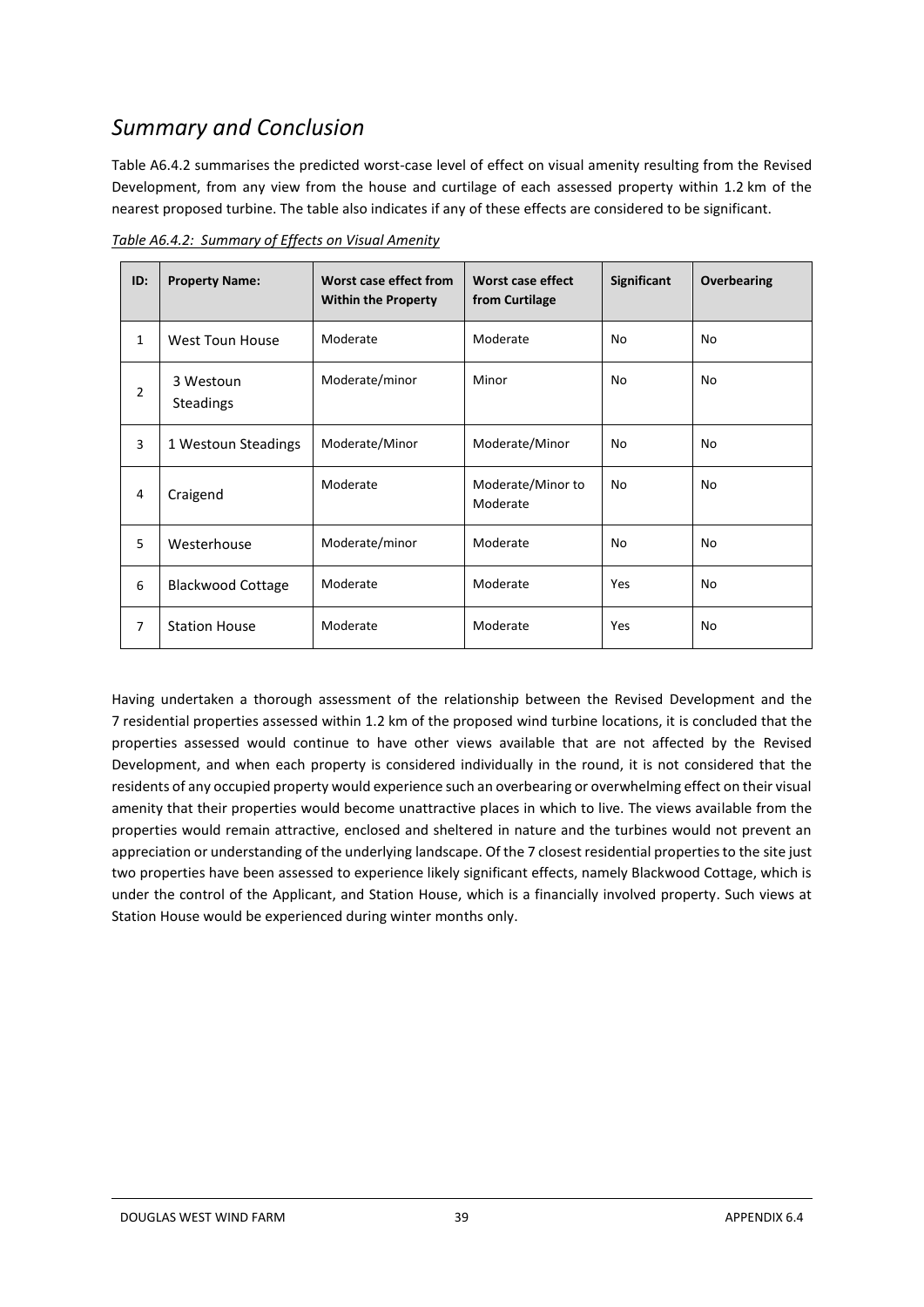## *Summary and Conclusion*

Table A6.4.2 summarises the predicted worst-case level of effect on visual amenity resulting from the Revised Development, from any view from the house and curtilage of each assessed property within 1.2 km of the nearest proposed turbine. The table also indicates if any of these effects are considered to be significant.

*Table A6.4.2: Summary of Effects on Visual Amenity*

| ID: | Property Name: | Worst case effect from Within the Property | Worst case effect from Curtilage | Significant | Overbearing |
|---|---|---|---|---|---|
| 1 | West Toun House | Moderate | Moderate | No | No |
| 2 | 3 Westoun Steadings | Moderate/minor | Minor | No | No |
| 3 | 1 Westoun Steadings | Moderate/Minor | Moderate/Minor | No | No |
| 4 | Craigend | Moderate | Moderate/Minor to Moderate | No | No |
| 5 | Westerhouse | Moderate/minor | Moderate | No | No |
| 6 | Blackwood Cottage | Moderate | Moderate | Yes | No |
| 7 | Station House | Moderate | Moderate | Yes | No |

Having undertaken a thorough assessment of the relationship between the Revised Development and the 7 residential properties assessed within 1.2 km of the proposed wind turbine locations, it is concluded that the properties assessed would continue to have other views available that are not affected by the Revised Development, and when each property is considered individually in the round, it is not considered that the residents of any occupied property would experience such an overbearing or overwhelming effect on their visual amenity that their properties would become unattractive places in which to live. The views available from the properties would remain attractive, enclosed and sheltered in nature and the turbines would not prevent an appreciation or understanding of the underlying landscape. Of the 7 closest residential properties to the site just two properties have been assessed to experience likely significant effects, namely Blackwood Cottage, which is under the control of the Applicant, and Station House, which is a financially involved property. Such views at Station House would be experienced during winter months only.